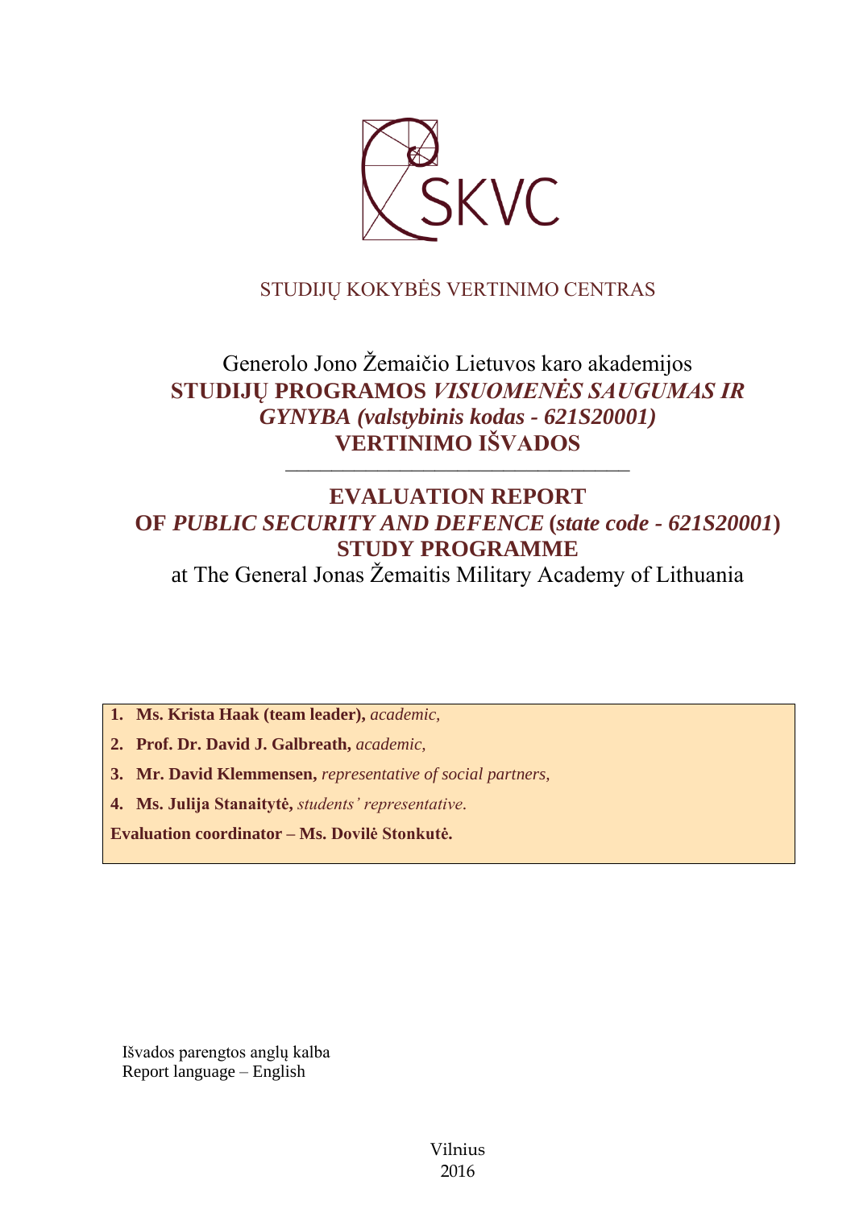SKVC

STUDIJŲ KOKYBĖS VERTINIMO CENTRAS

Generolo Jono Žemaičio Lietuvos karo akademijos

**STUDIJŲ PROGRAMOS *VISUOMENĖS SAUGUMAS IR GYNYBA (valstybinis kodas - 621S20001)* VERTINIMO IŠVADOS**

---

# EVALUATION REPORT OF *PUBLIC SECURITY AND DEFENCE* (*state code - 621S20001*) STUDY PROGRAMME

at The General Jonas Žemaitis Military Academy of Lithuania

1. **Ms. Krista Haak (team leader),** *academic,*
2. **Prof. Dr. David J. Galbreath,** *academic,*
3. **Mr. David Klemmensen,** *representative of social partners,*
4. **Ms. Julija Stanaitytė,** *students' representative.*

**Evaluation coordinator – Ms. Dovilė Stonkutė.**

Išvados parengtos anglų kalba
Report language – English

Vilnius
2016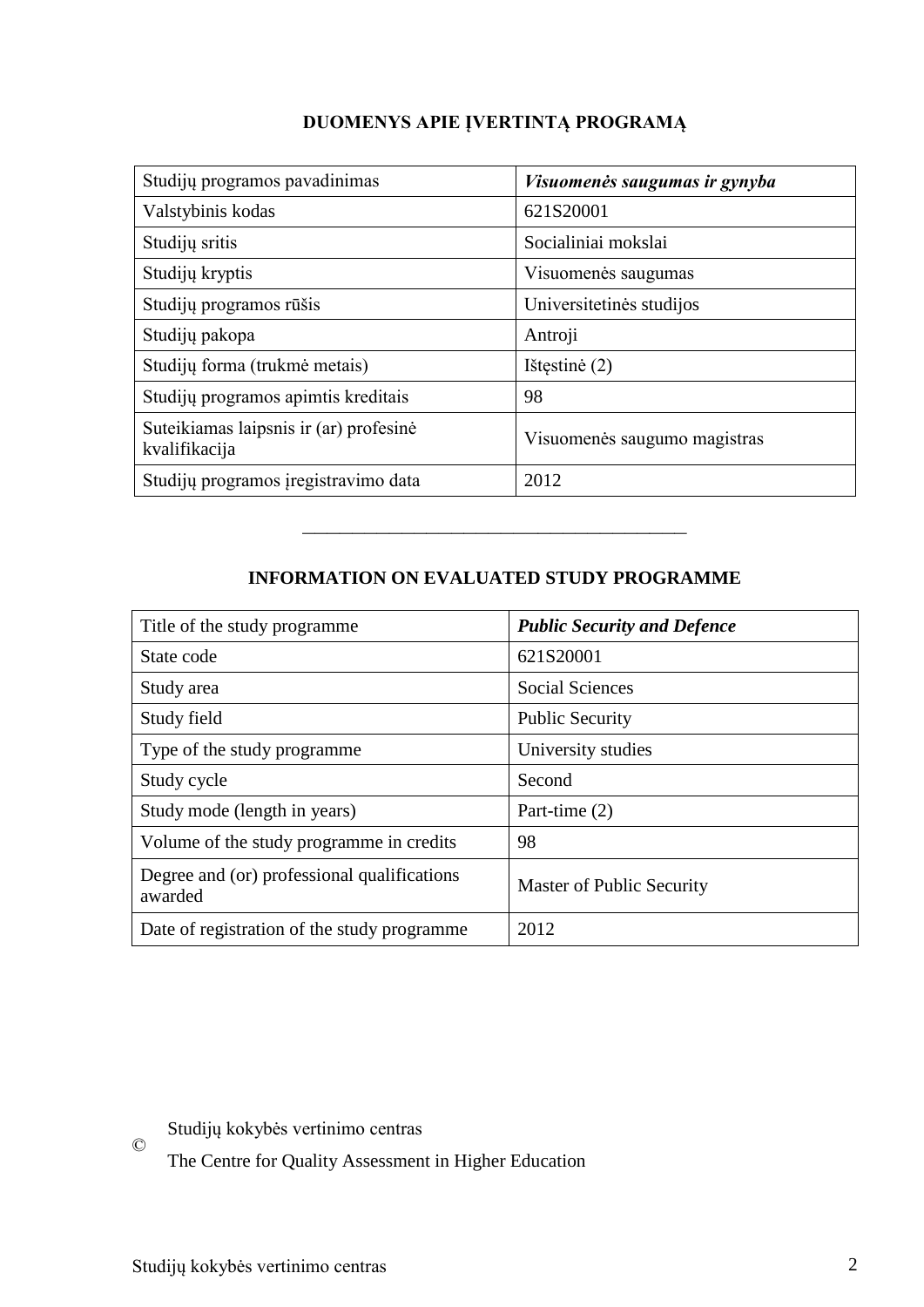## DUOMENYS APIE ĮVERTINTĄ PROGRAMĄ

| Studijų programos pavadinimas | ***Visuomenės saugumas ir gynyba*** |
|---|---|
| Valstybinis kodas | 621S20001 |
| Studijų sritis | Socialiniai mokslai |
| Studijų kryptis | Visuomenės saugumas |
| Studijų programos rūšis | Universitetinės studijos |
| Studijų pakopa | Antroji |
| Studijų forma (trukmė metais) | Ištęstinė (2) |
| Studijų programos apimtis kreditais | 98 |
| Suteikiamas laipsnis ir (ar) profesinė kvalifikacija | Visuomenės saugumo magistras |
| Studijų programos įregistravimo data | 2012 |

---

## INFORMATION ON EVALUATED STUDY PROGRAMME

| Title of the study programme | ***Public Security and Defence*** |
|---|---|
| State code | 621S20001 |
| Study area | Social Sciences |
| Study field | Public Security |
| Type of the study programme | University studies |
| Study cycle | Second |
| Study mode (length in years) | Part-time (2) |
| Volume of the study programme in credits | 98 |
| Degree and (or) professional qualifications awarded | Master of Public Security |
| Date of registration of the study programme | 2012 |

© Studijų kokybės vertinimo centras
The Centre for Quality Assessment in Higher Education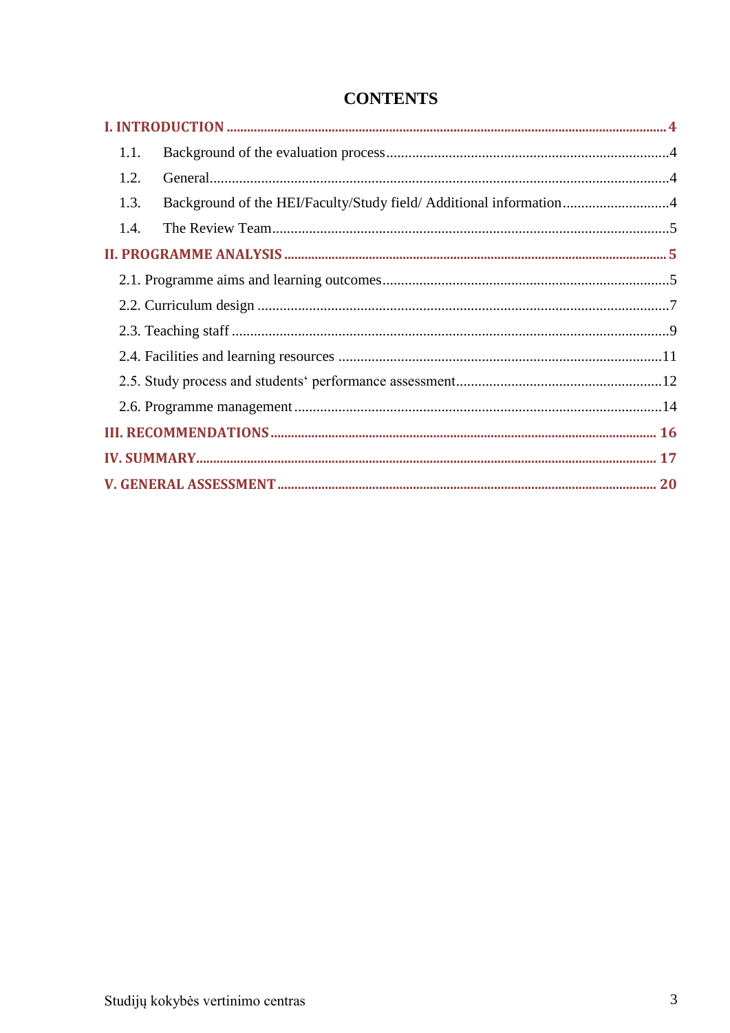# CONTENTS

**I. INTRODUCTION ........................................................................ 4**

1.1. Background of the evaluation process ........................................ 4

1.2. General ........................................................................ 4

1.3. Background of the HEI/Faculty/Study field/ Additional information ........... 4

1.4. The Review Team ........................................................................ 5

**II. PROGRAMME ANALYSIS ........................................................................ 5**

2.1. Programme aims and learning outcomes ........................................ 5

2.2. Curriculum design ........................................................................ 7

2.3. Teaching staff ........................................................................ 9

2.4. Facilities and learning resources ........................................ 11

2.5. Study process and students‘ performance assessment ........................ 12

2.6. Programme management ........................................................................ 14

**III. RECOMMENDATIONS ........................................................................ 16**

**IV. SUMMARY ........................................................................ 17**

**V. GENERAL ASSESSMENT ........................................................................ 20**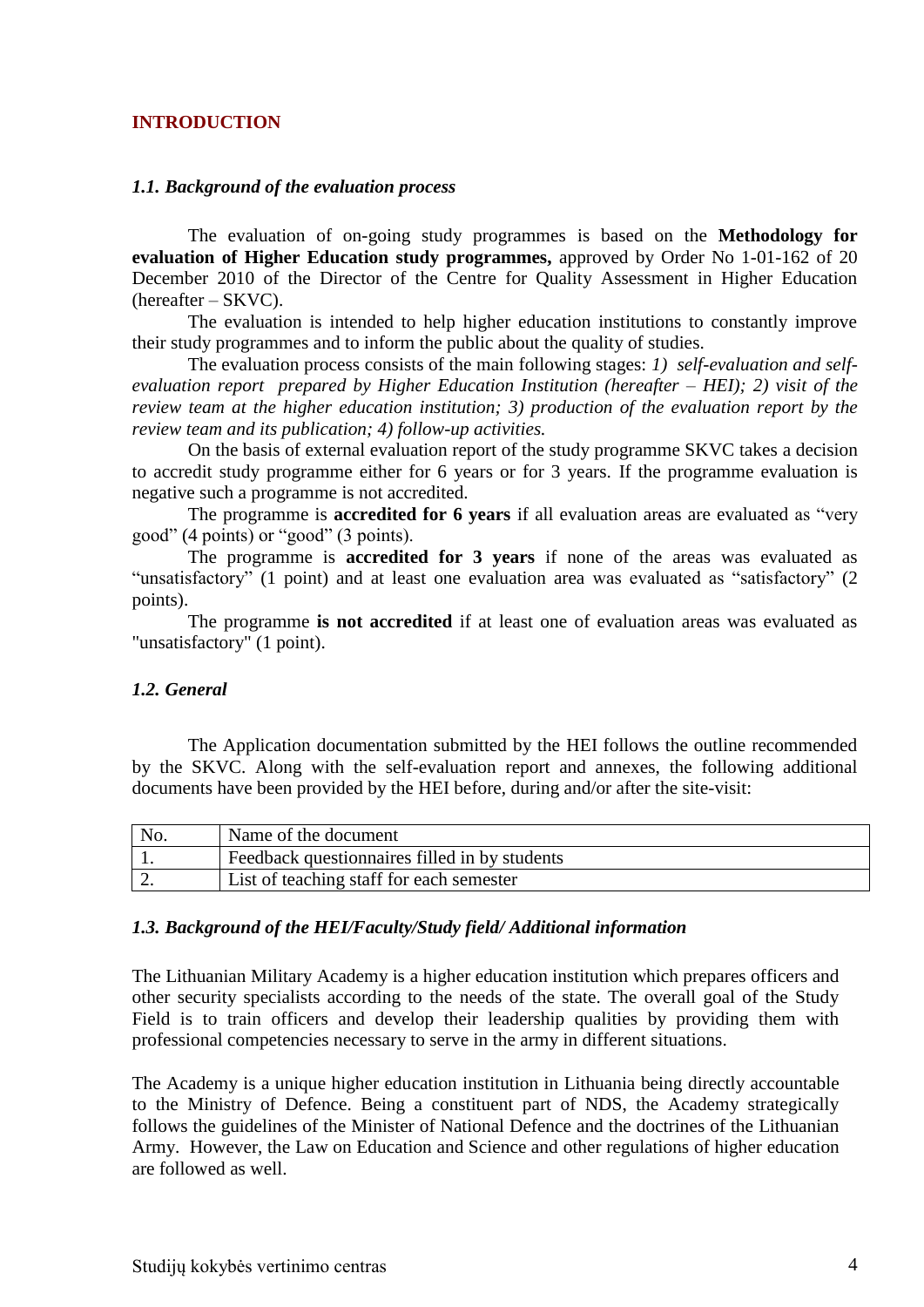## INTRODUCTION

### *1.1. Background of the evaluation process*

The evaluation of on-going study programmes is based on the **Methodology for evaluation of Higher Education study programmes,** approved by Order No 1-01-162 of 20 December 2010 of the Director of the Centre for Quality Assessment in Higher Education (hereafter – SKVC).

The evaluation is intended to help higher education institutions to constantly improve their study programmes and to inform the public about the quality of studies.

The evaluation process consists of the main following stages: *1) self-evaluation and self-evaluation report prepared by Higher Education Institution (hereafter – HEI); 2) visit of the review team at the higher education institution; 3) production of the evaluation report by the review team and its publication; 4) follow-up activities.*

On the basis of external evaluation report of the study programme SKVC takes a decision to accredit study programme either for 6 years or for 3 years. If the programme evaluation is negative such a programme is not accredited.

The programme is **accredited for 6 years** if all evaluation areas are evaluated as "very good" (4 points) or "good" (3 points).

The programme is **accredited for 3 years** if none of the areas was evaluated as "unsatisfactory" (1 point) and at least one evaluation area was evaluated as "satisfactory" (2 points).

The programme **is not accredited** if at least one of evaluation areas was evaluated as "unsatisfactory" (1 point).

### *1.2. General*

The Application documentation submitted by the HEI follows the outline recommended by the SKVC. Along with the self-evaluation report and annexes, the following additional documents have been provided by the HEI before, during and/or after the site-visit:

| No. | Name of the document |
|---|---|
| 1. | Feedback questionnaires filled in by students |
| 2. | List of teaching staff for each semester |

### *1.3. Background of the HEI/Faculty/Study field/ Additional information*

The Lithuanian Military Academy is a higher education institution which prepares officers and other security specialists according to the needs of the state. The overall goal of the Study Field is to train officers and develop their leadership qualities by providing them with professional competencies necessary to serve in the army in different situations.

The Academy is a unique higher education institution in Lithuania being directly accountable to the Ministry of Defence. Being a constituent part of NDS, the Academy strategically follows the guidelines of the Minister of National Defence and the doctrines of the Lithuanian Army. However, the Law on Education and Science and other regulations of higher education are followed as well.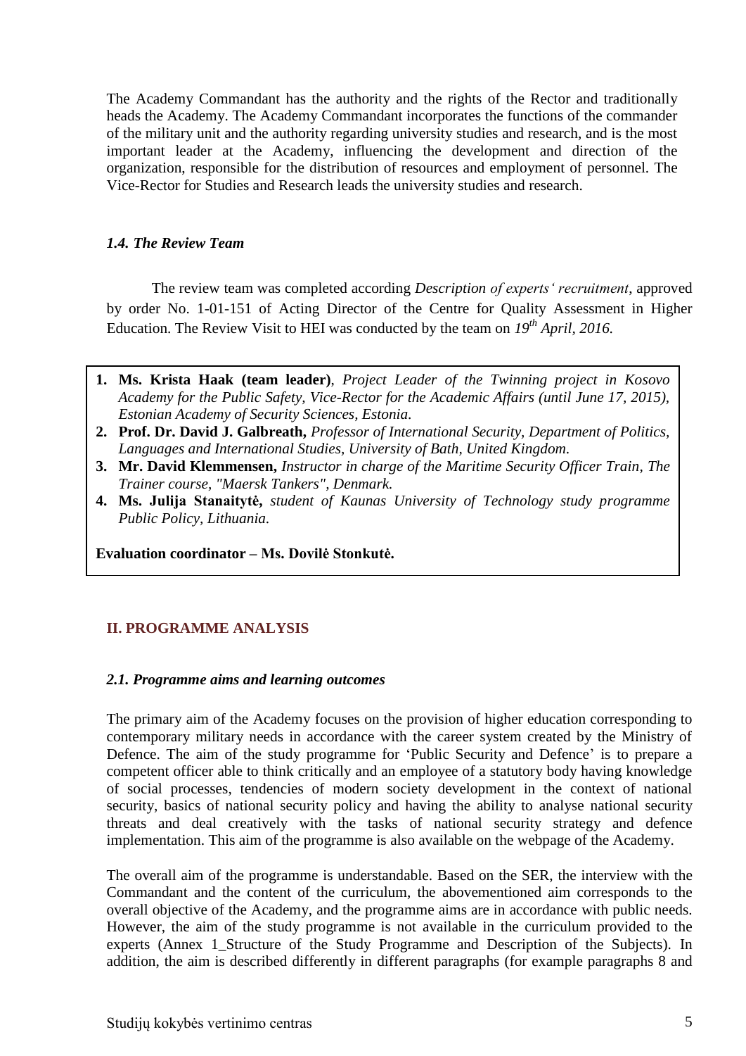The Academy Commandant has the authority and the rights of the Rector and traditionally heads the Academy. The Academy Commandant incorporates the functions of the commander of the military unit and the authority regarding university studies and research, and is the most important leader at the Academy, influencing the development and direction of the organization, responsible for the distribution of resources and employment of personnel. The Vice-Rector for Studies and Research leads the university studies and research.

### *1.4. The Review Team*

The review team was completed according *Description of experts' recruitment*, approved by order No. 1-01-151 of Acting Director of the Centre for Quality Assessment in Higher Education. The Review Visit to HEI was conducted by the team on *19th April, 2016.*

1. **Ms. Krista Haak (team leader)**, *Project Leader of the Twinning project in Kosovo Academy for the Public Safety, Vice-Rector for the Academic Affairs (until June 17, 2015), Estonian Academy of Security Sciences, Estonia.*
2. **Prof. Dr. David J. Galbreath,** *Professor of International Security, Department of Politics, Languages and International Studies, University of Bath, United Kingdom.*
3. **Mr. David Klemmensen,** *Instructor in charge of the Maritime Security Officer Train, The Trainer course, "Maersk Tankers", Denmark.*
4. **Ms. Julija Stanaitytė,** *student of Kaunas University of Technology study programme Public Policy, Lithuania.*

**Evaluation coordinator – Ms. Dovilė Stonkutė.**

## II. PROGRAMME ANALYSIS

### *2.1. Programme aims and learning outcomes*

The primary aim of the Academy focuses on the provision of higher education corresponding to contemporary military needs in accordance with the career system created by the Ministry of Defence. The aim of the study programme for 'Public Security and Defence' is to prepare a competent officer able to think critically and an employee of a statutory body having knowledge of social processes, tendencies of modern society development in the context of national security, basics of national security policy and having the ability to analyse national security threats and deal creatively with the tasks of national security strategy and defence implementation. This aim of the programme is also available on the webpage of the Academy.

The overall aim of the programme is understandable. Based on the SER, the interview with the Commandant and the content of the curriculum, the abovementioned aim corresponds to the overall objective of the Academy, and the programme aims are in accordance with public needs. However, the aim of the study programme is not available in the curriculum provided to the experts (Annex 1_Structure of the Study Programme and Description of the Subjects). In addition, the aim is described differently in different paragraphs (for example paragraphs 8 and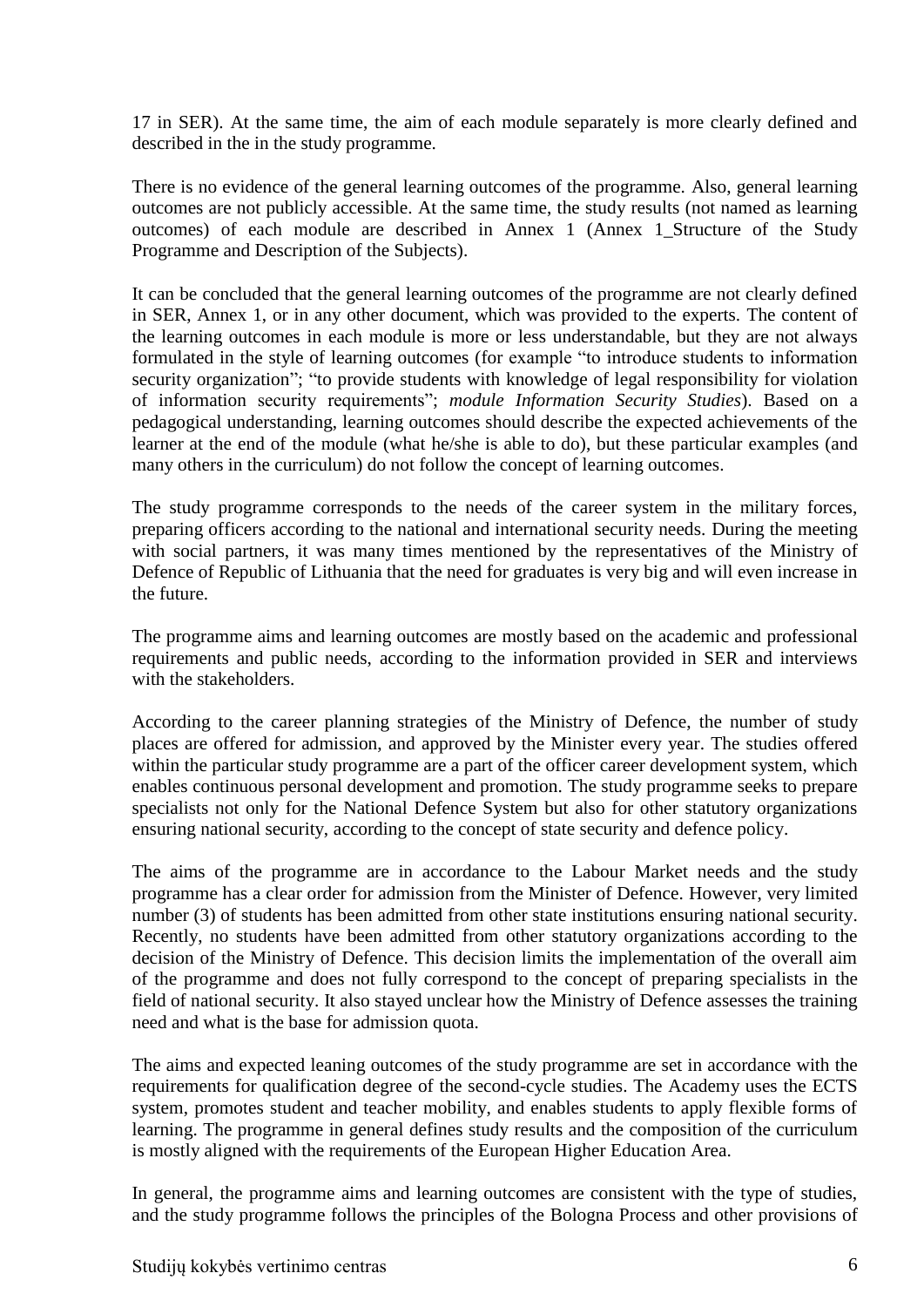17 in SER). At the same time, the aim of each module separately is more clearly defined and described in the in the study programme.

There is no evidence of the general learning outcomes of the programme. Also, general learning outcomes are not publicly accessible. At the same time, the study results (not named as learning outcomes) of each module are described in Annex 1 (Annex 1_Structure of the Study Programme and Description of the Subjects).

It can be concluded that the general learning outcomes of the programme are not clearly defined in SER, Annex 1, or in any other document, which was provided to the experts. The content of the learning outcomes in each module is more or less understandable, but they are not always formulated in the style of learning outcomes (for example "to introduce students to information security organization"; "to provide students with knowledge of legal responsibility for violation of information security requirements"; *module Information Security Studies*). Based on a pedagogical understanding, learning outcomes should describe the expected achievements of the learner at the end of the module (what he/she is able to do), but these particular examples (and many others in the curriculum) do not follow the concept of learning outcomes.

The study programme corresponds to the needs of the career system in the military forces, preparing officers according to the national and international security needs. During the meeting with social partners, it was many times mentioned by the representatives of the Ministry of Defence of Republic of Lithuania that the need for graduates is very big and will even increase in the future.

The programme aims and learning outcomes are mostly based on the academic and professional requirements and public needs, according to the information provided in SER and interviews with the stakeholders.

According to the career planning strategies of the Ministry of Defence, the number of study places are offered for admission, and approved by the Minister every year. The studies offered within the particular study programme are a part of the officer career development system, which enables continuous personal development and promotion. The study programme seeks to prepare specialists not only for the National Defence System but also for other statutory organizations ensuring national security, according to the concept of state security and defence policy.

The aims of the programme are in accordance to the Labour Market needs and the study programme has a clear order for admission from the Minister of Defence. However, very limited number (3) of students has been admitted from other state institutions ensuring national security. Recently, no students have been admitted from other statutory organizations according to the decision of the Ministry of Defence. This decision limits the implementation of the overall aim of the programme and does not fully correspond to the concept of preparing specialists in the field of national security. It also stayed unclear how the Ministry of Defence assesses the training need and what is the base for admission quota.

The aims and expected leaning outcomes of the study programme are set in accordance with the requirements for qualification degree of the second-cycle studies. The Academy uses the ECTS system, promotes student and teacher mobility, and enables students to apply flexible forms of learning. The programme in general defines study results and the composition of the curriculum is mostly aligned with the requirements of the European Higher Education Area.

In general, the programme aims and learning outcomes are consistent with the type of studies, and the study programme follows the principles of the Bologna Process and other provisions of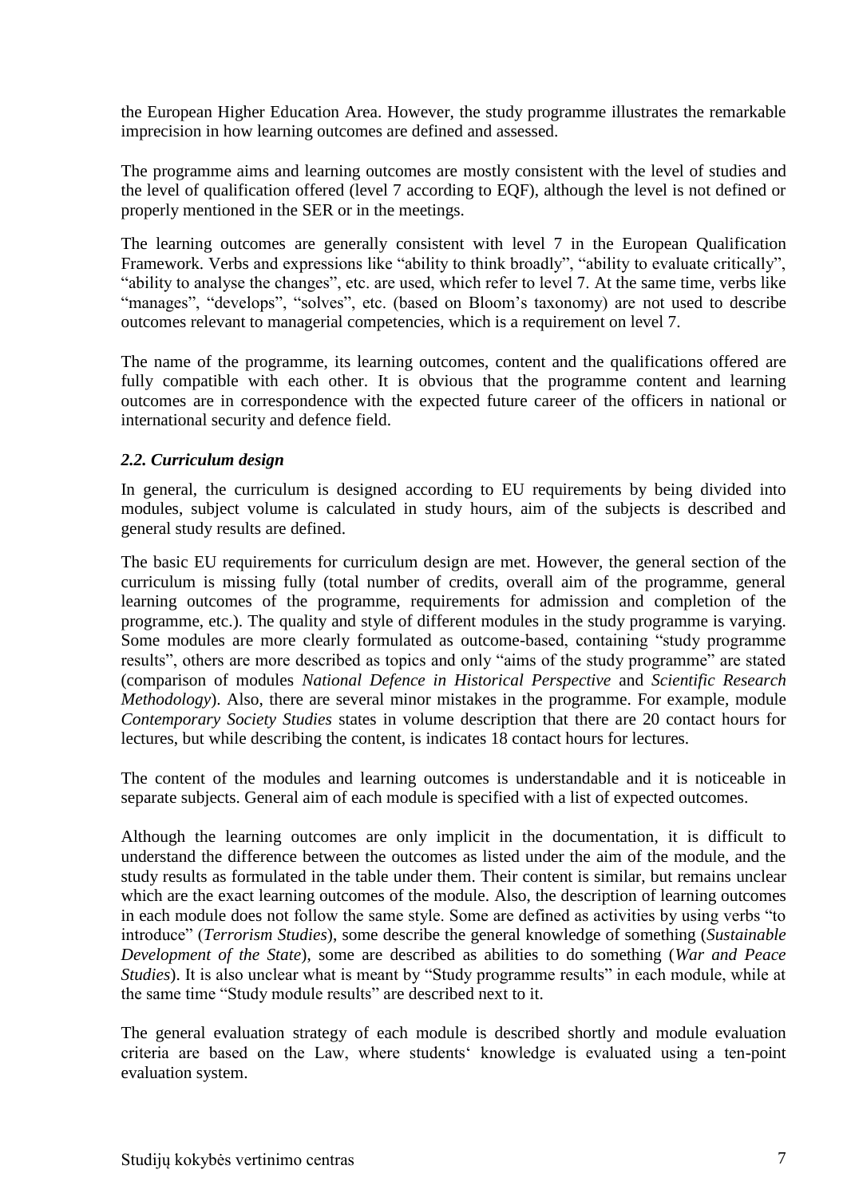the European Higher Education Area. However, the study programme illustrates the remarkable imprecision in how learning outcomes are defined and assessed.

The programme aims and learning outcomes are mostly consistent with the level of studies and the level of qualification offered (level 7 according to EQF), although the level is not defined or properly mentioned in the SER or in the meetings.

The learning outcomes are generally consistent with level 7 in the European Qualification Framework. Verbs and expressions like "ability to think broadly", "ability to evaluate critically", "ability to analyse the changes", etc. are used, which refer to level 7. At the same time, verbs like "manages", "develops", "solves", etc. (based on Bloom's taxonomy) are not used to describe outcomes relevant to managerial competencies, which is a requirement on level 7.

The name of the programme, its learning outcomes, content and the qualifications offered are fully compatible with each other. It is obvious that the programme content and learning outcomes are in correspondence with the expected future career of the officers in national or international security and defence field.

### *2.2. Curriculum design*

In general, the curriculum is designed according to EU requirements by being divided into modules, subject volume is calculated in study hours, aim of the subjects is described and general study results are defined.

The basic EU requirements for curriculum design are met. However, the general section of the curriculum is missing fully (total number of credits, overall aim of the programme, general learning outcomes of the programme, requirements for admission and completion of the programme, etc.). The quality and style of different modules in the study programme is varying. Some modules are more clearly formulated as outcome-based, containing "study programme results", others are more described as topics and only "aims of the study programme" are stated (comparison of modules *National Defence in Historical Perspective* and *Scientific Research Methodology*). Also, there are several minor mistakes in the programme. For example, module *Contemporary Society Studies* states in volume description that there are 20 contact hours for lectures, but while describing the content, is indicates 18 contact hours for lectures.

The content of the modules and learning outcomes is understandable and it is noticeable in separate subjects. General aim of each module is specified with a list of expected outcomes.

Although the learning outcomes are only implicit in the documentation, it is difficult to understand the difference between the outcomes as listed under the aim of the module, and the study results as formulated in the table under them. Their content is similar, but remains unclear which are the exact learning outcomes of the module. Also, the description of learning outcomes in each module does not follow the same style. Some are defined as activities by using verbs "to introduce" (*Terrorism Studies*), some describe the general knowledge of something (*Sustainable Development of the State*), some are described as abilities to do something (*War and Peace Studies*). It is also unclear what is meant by "Study programme results" in each module, while at the same time "Study module results" are described next to it.

The general evaluation strategy of each module is described shortly and module evaluation criteria are based on the Law, where students' knowledge is evaluated using a ten-point evaluation system.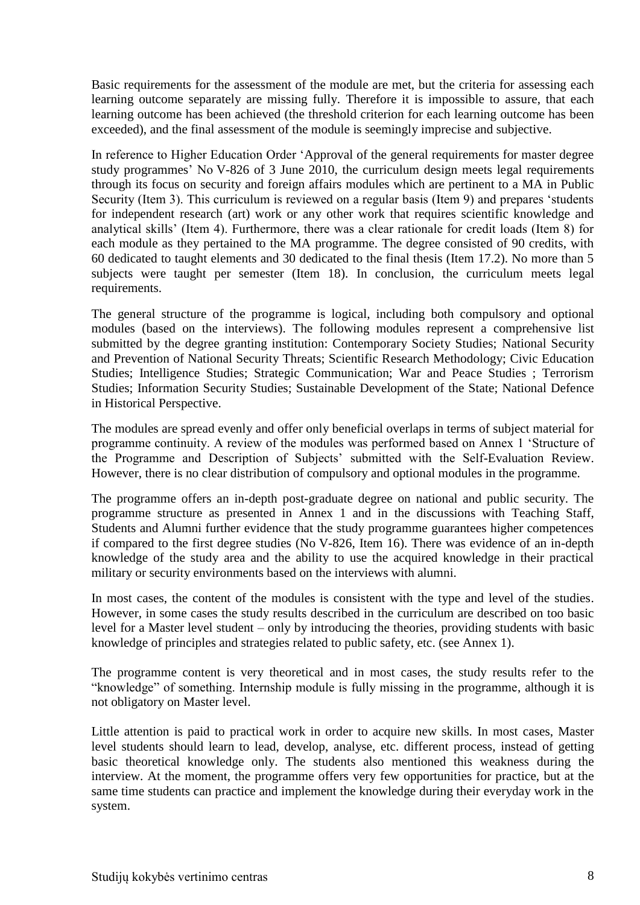Basic requirements for the assessment of the module are met, but the criteria for assessing each learning outcome separately are missing fully. Therefore it is impossible to assure, that each learning outcome has been achieved (the threshold criterion for each learning outcome has been exceeded), and the final assessment of the module is seemingly imprecise and subjective.

In reference to Higher Education Order 'Approval of the general requirements for master degree study programmes' No V-826 of 3 June 2010, the curriculum design meets legal requirements through its focus on security and foreign affairs modules which are pertinent to a MA in Public Security (Item 3). This curriculum is reviewed on a regular basis (Item 9) and prepares 'students for independent research (art) work or any other work that requires scientific knowledge and analytical skills' (Item 4). Furthermore, there was a clear rationale for credit loads (Item 8) for each module as they pertained to the MA programme. The degree consisted of 90 credits, with 60 dedicated to taught elements and 30 dedicated to the final thesis (Item 17.2). No more than 5 subjects were taught per semester (Item 18). In conclusion, the curriculum meets legal requirements.

The general structure of the programme is logical, including both compulsory and optional modules (based on the interviews). The following modules represent a comprehensive list submitted by the degree granting institution: Contemporary Society Studies; National Security and Prevention of National Security Threats; Scientific Research Methodology; Civic Education Studies; Intelligence Studies; Strategic Communication; War and Peace Studies ; Terrorism Studies; Information Security Studies; Sustainable Development of the State; National Defence in Historical Perspective.

The modules are spread evenly and offer only beneficial overlaps in terms of subject material for programme continuity. A review of the modules was performed based on Annex 1 'Structure of the Programme and Description of Subjects' submitted with the Self-Evaluation Review. However, there is no clear distribution of compulsory and optional modules in the programme.

The programme offers an in-depth post-graduate degree on national and public security. The programme structure as presented in Annex 1 and in the discussions with Teaching Staff, Students and Alumni further evidence that the study programme guarantees higher competences if compared to the first degree studies (No V-826, Item 16). There was evidence of an in-depth knowledge of the study area and the ability to use the acquired knowledge in their practical military or security environments based on the interviews with alumni.

In most cases, the content of the modules is consistent with the type and level of the studies. However, in some cases the study results described in the curriculum are described on too basic level for a Master level student – only by introducing the theories, providing students with basic knowledge of principles and strategies related to public safety, etc. (see Annex 1).

The programme content is very theoretical and in most cases, the study results refer to the "knowledge" of something. Internship module is fully missing in the programme, although it is not obligatory on Master level.

Little attention is paid to practical work in order to acquire new skills. In most cases, Master level students should learn to lead, develop, analyse, etc. different process, instead of getting basic theoretical knowledge only. The students also mentioned this weakness during the interview. At the moment, the programme offers very few opportunities for practice, but at the same time students can practice and implement the knowledge during their everyday work in the system.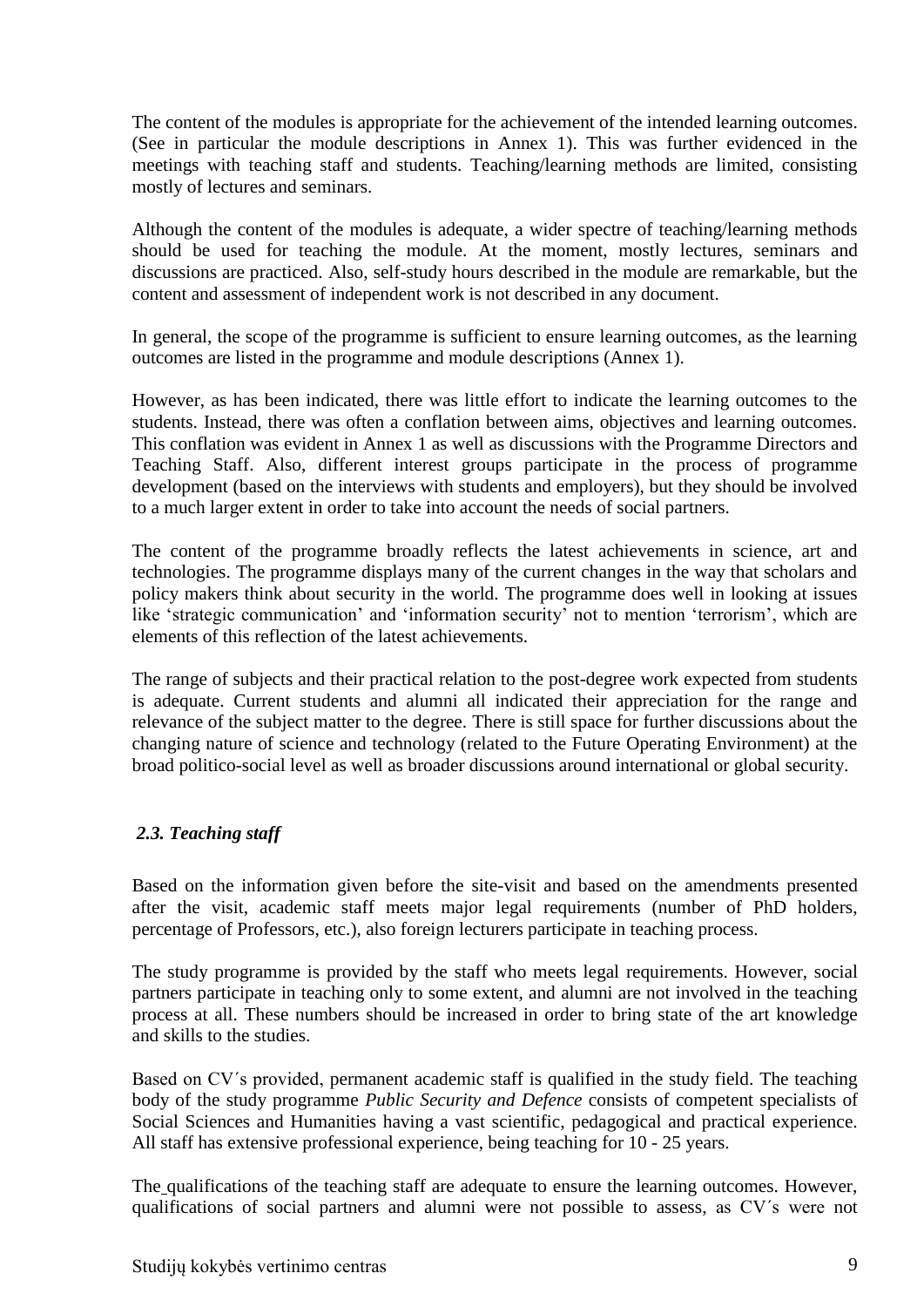The content of the modules is appropriate for the achievement of the intended learning outcomes. (See in particular the module descriptions in Annex 1). This was further evidenced in the meetings with teaching staff and students. Teaching/learning methods are limited, consisting mostly of lectures and seminars.

Although the content of the modules is adequate, a wider spectre of teaching/learning methods should be used for teaching the module. At the moment, mostly lectures, seminars and discussions are practiced. Also, self-study hours described in the module are remarkable, but the content and assessment of independent work is not described in any document.

In general, the scope of the programme is sufficient to ensure learning outcomes, as the learning outcomes are listed in the programme and module descriptions (Annex 1).

However, as has been indicated, there was little effort to indicate the learning outcomes to the students. Instead, there was often a conflation between aims, objectives and learning outcomes. This conflation was evident in Annex 1 as well as discussions with the Programme Directors and Teaching Staff. Also, different interest groups participate in the process of programme development (based on the interviews with students and employers), but they should be involved to a much larger extent in order to take into account the needs of social partners.

The content of the programme broadly reflects the latest achievements in science, art and technologies. The programme displays many of the current changes in the way that scholars and policy makers think about security in the world. The programme does well in looking at issues like 'strategic communication' and 'information security' not to mention 'terrorism', which are elements of this reflection of the latest achievements.

The range of subjects and their practical relation to the post-degree work expected from students is adequate. Current students and alumni all indicated their appreciation for the range and relevance of the subject matter to the degree. There is still space for further discussions about the changing nature of science and technology (related to the Future Operating Environment) at the broad politico-social level as well as broader discussions around international or global security.

### *2.3. Teaching staff*

Based on the information given before the site-visit and based on the amendments presented after the visit, academic staff meets major legal requirements (number of PhD holders, percentage of Professors, etc.), also foreign lecturers participate in teaching process.

The study programme is provided by the staff who meets legal requirements. However, social partners participate in teaching only to some extent, and alumni are not involved in the teaching process at all. These numbers should be increased in order to bring state of the art knowledge and skills to the studies.

Based on CV´s provided, permanent academic staff is qualified in the study field. The teaching body of the study programme *Public Security and Defence* consists of competent specialists of Social Sciences and Humanities having a vast scientific, pedagogical and practical experience. All staff has extensive professional experience, being teaching for 10 - 25 years.

The qualifications of the teaching staff are adequate to ensure the learning outcomes. However, qualifications of social partners and alumni were not possible to assess, as CV´s were not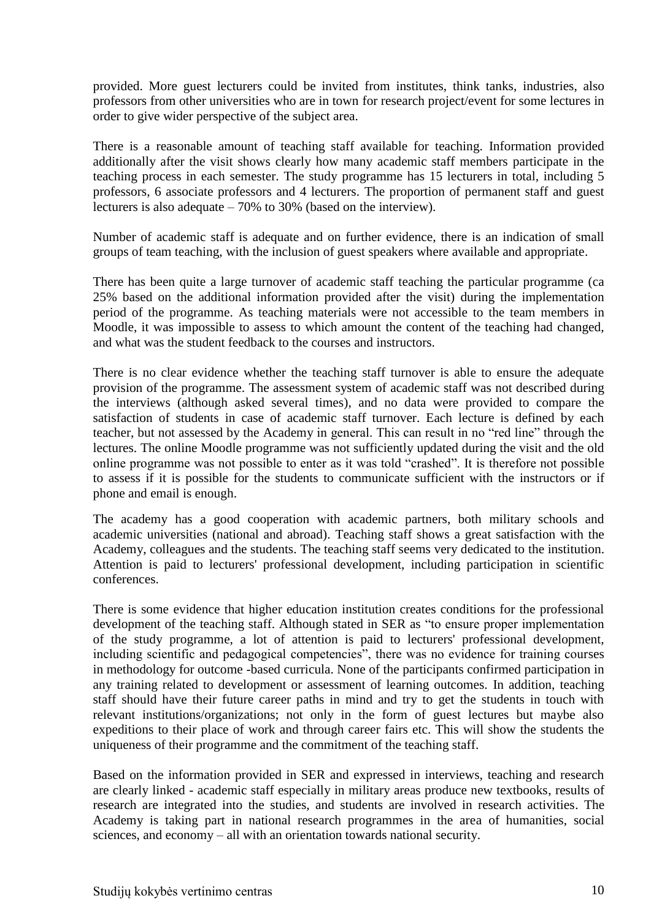provided. More guest lecturers could be invited from institutes, think tanks, industries, also professors from other universities who are in town for research project/event for some lectures in order to give wider perspective of the subject area.

There is a reasonable amount of teaching staff available for teaching. Information provided additionally after the visit shows clearly how many academic staff members participate in the teaching process in each semester. The study programme has 15 lecturers in total, including 5 professors, 6 associate professors and 4 lecturers. The proportion of permanent staff and guest lecturers is also adequate – 70% to 30% (based on the interview).

Number of academic staff is adequate and on further evidence, there is an indication of small groups of team teaching, with the inclusion of guest speakers where available and appropriate.

There has been quite a large turnover of academic staff teaching the particular programme (ca 25% based on the additional information provided after the visit) during the implementation period of the programme. As teaching materials were not accessible to the team members in Moodle, it was impossible to assess to which amount the content of the teaching had changed, and what was the student feedback to the courses and instructors.

There is no clear evidence whether the teaching staff turnover is able to ensure the adequate provision of the programme. The assessment system of academic staff was not described during the interviews (although asked several times), and no data were provided to compare the satisfaction of students in case of academic staff turnover. Each lecture is defined by each teacher, but not assessed by the Academy in general. This can result in no "red line" through the lectures. The online Moodle programme was not sufficiently updated during the visit and the old online programme was not possible to enter as it was told "crashed". It is therefore not possible to assess if it is possible for the students to communicate sufficient with the instructors or if phone and email is enough.

The academy has a good cooperation with academic partners, both military schools and academic universities (national and abroad). Teaching staff shows a great satisfaction with the Academy, colleagues and the students. The teaching staff seems very dedicated to the institution. Attention is paid to lecturers' professional development, including participation in scientific conferences.

There is some evidence that higher education institution creates conditions for the professional development of the teaching staff. Although stated in SER as "to ensure proper implementation of the study programme, a lot of attention is paid to lecturers' professional development, including scientific and pedagogical competencies", there was no evidence for training courses in methodology for outcome -based curricula. None of the participants confirmed participation in any training related to development or assessment of learning outcomes. In addition, teaching staff should have their future career paths in mind and try to get the students in touch with relevant institutions/organizations; not only in the form of guest lectures but maybe also expeditions to their place of work and through career fairs etc. This will show the students the uniqueness of their programme and the commitment of the teaching staff.

Based on the information provided in SER and expressed in interviews, teaching and research are clearly linked - academic staff especially in military areas produce new textbooks, results of research are integrated into the studies, and students are involved in research activities. The Academy is taking part in national research programmes in the area of humanities, social sciences, and economy – all with an orientation towards national security.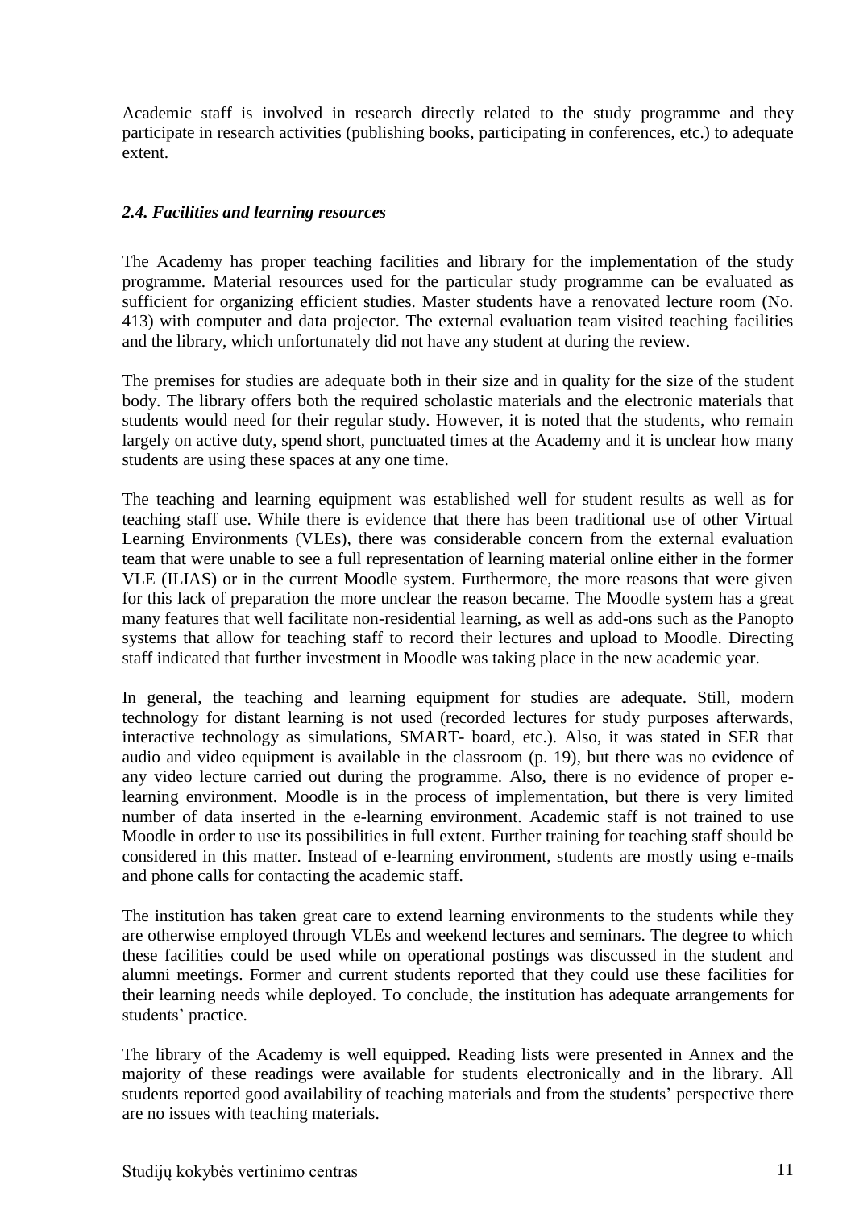Academic staff is involved in research directly related to the study programme and they participate in research activities (publishing books, participating in conferences, etc.) to adequate extent.

### *2.4. Facilities and learning resources*

The Academy has proper teaching facilities and library for the implementation of the study programme. Material resources used for the particular study programme can be evaluated as sufficient for organizing efficient studies. Master students have a renovated lecture room (No. 413) with computer and data projector. The external evaluation team visited teaching facilities and the library, which unfortunately did not have any student at during the review.

The premises for studies are adequate both in their size and in quality for the size of the student body. The library offers both the required scholastic materials and the electronic materials that students would need for their regular study. However, it is noted that the students, who remain largely on active duty, spend short, punctuated times at the Academy and it is unclear how many students are using these spaces at any one time.

The teaching and learning equipment was established well for student results as well as for teaching staff use. While there is evidence that there has been traditional use of other Virtual Learning Environments (VLEs), there was considerable concern from the external evaluation team that were unable to see a full representation of learning material online either in the former VLE (ILIAS) or in the current Moodle system. Furthermore, the more reasons that were given for this lack of preparation the more unclear the reason became. The Moodle system has a great many features that well facilitate non-residential learning, as well as add-ons such as the Panopto systems that allow for teaching staff to record their lectures and upload to Moodle. Directing staff indicated that further investment in Moodle was taking place in the new academic year.

In general, the teaching and learning equipment for studies are adequate. Still, modern technology for distant learning is not used (recorded lectures for study purposes afterwards, interactive technology as simulations, SMART- board, etc.). Also, it was stated in SER that audio and video equipment is available in the classroom (p. 19), but there was no evidence of any video lecture carried out during the programme. Also, there is no evidence of proper e-learning environment. Moodle is in the process of implementation, but there is very limited number of data inserted in the e-learning environment. Academic staff is not trained to use Moodle in order to use its possibilities in full extent. Further training for teaching staff should be considered in this matter. Instead of e-learning environment, students are mostly using e-mails and phone calls for contacting the academic staff.

The institution has taken great care to extend learning environments to the students while they are otherwise employed through VLEs and weekend lectures and seminars. The degree to which these facilities could be used while on operational postings was discussed in the student and alumni meetings. Former and current students reported that they could use these facilities for their learning needs while deployed. To conclude, the institution has adequate arrangements for students' practice.

The library of the Academy is well equipped. Reading lists were presented in Annex and the majority of these readings were available for students electronically and in the library. All students reported good availability of teaching materials and from the students' perspective there are no issues with teaching materials.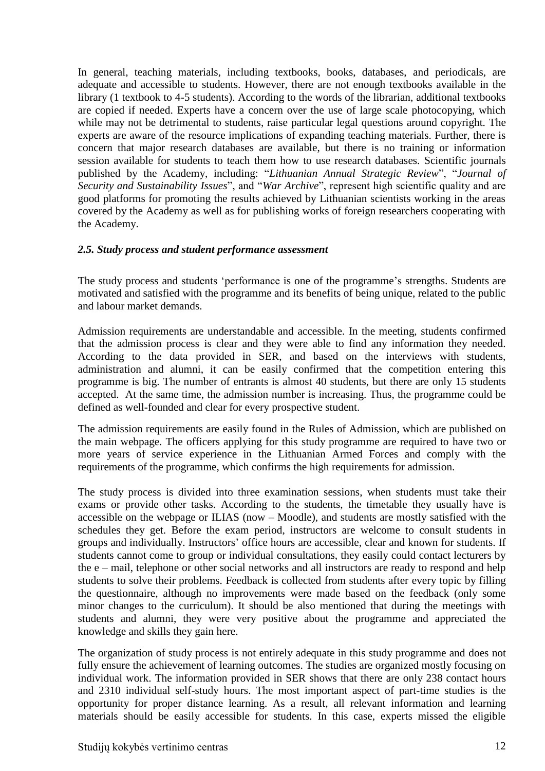In general, teaching materials, including textbooks, books, databases, and periodicals, are adequate and accessible to students. However, there are not enough textbooks available in the library (1 textbook to 4-5 students). According to the words of the librarian, additional textbooks are copied if needed. Experts have a concern over the use of large scale photocopying, which while may not be detrimental to students, raise particular legal questions around copyright. The experts are aware of the resource implications of expanding teaching materials. Further, there is concern that major research databases are available, but there is no training or information session available for students to teach them how to use research databases. Scientific journals published by the Academy, including: "*Lithuanian Annual Strategic Review*", "*Journal of Security and Sustainability Issues*", and "*War Archive*", represent high scientific quality and are good platforms for promoting the results achieved by Lithuanian scientists working in the areas covered by the Academy as well as for publishing works of foreign researchers cooperating with the Academy.

### *2.5. Study process and student performance assessment*

The study process and students 'performance is one of the programme's strengths. Students are motivated and satisfied with the programme and its benefits of being unique, related to the public and labour market demands.

Admission requirements are understandable and accessible. In the meeting, students confirmed that the admission process is clear and they were able to find any information they needed. According to the data provided in SER, and based on the interviews with students, administration and alumni, it can be easily confirmed that the competition entering this programme is big. The number of entrants is almost 40 students, but there are only 15 students accepted. At the same time, the admission number is increasing. Thus, the programme could be defined as well-founded and clear for every prospective student.

The admission requirements are easily found in the Rules of Admission, which are published on the main webpage. The officers applying for this study programme are required to have two or more years of service experience in the Lithuanian Armed Forces and comply with the requirements of the programme, which confirms the high requirements for admission.

The study process is divided into three examination sessions, when students must take their exams or provide other tasks. According to the students, the timetable they usually have is accessible on the webpage or ILIAS (now – Moodle), and students are mostly satisfied with the schedules they get. Before the exam period, instructors are welcome to consult students in groups and individually. Instructors' office hours are accessible, clear and known for students. If students cannot come to group or individual consultations, they easily could contact lecturers by the e – mail, telephone or other social networks and all instructors are ready to respond and help students to solve their problems. Feedback is collected from students after every topic by filling the questionnaire, although no improvements were made based on the feedback (only some minor changes to the curriculum). It should be also mentioned that during the meetings with students and alumni, they were very positive about the programme and appreciated the knowledge and skills they gain here.

The organization of study process is not entirely adequate in this study programme and does not fully ensure the achievement of learning outcomes. The studies are organized mostly focusing on individual work. The information provided in SER shows that there are only 238 contact hours and 2310 individual self-study hours. The most important aspect of part-time studies is the opportunity for proper distance learning. As a result, all relevant information and learning materials should be easily accessible for students. In this case, experts missed the eligible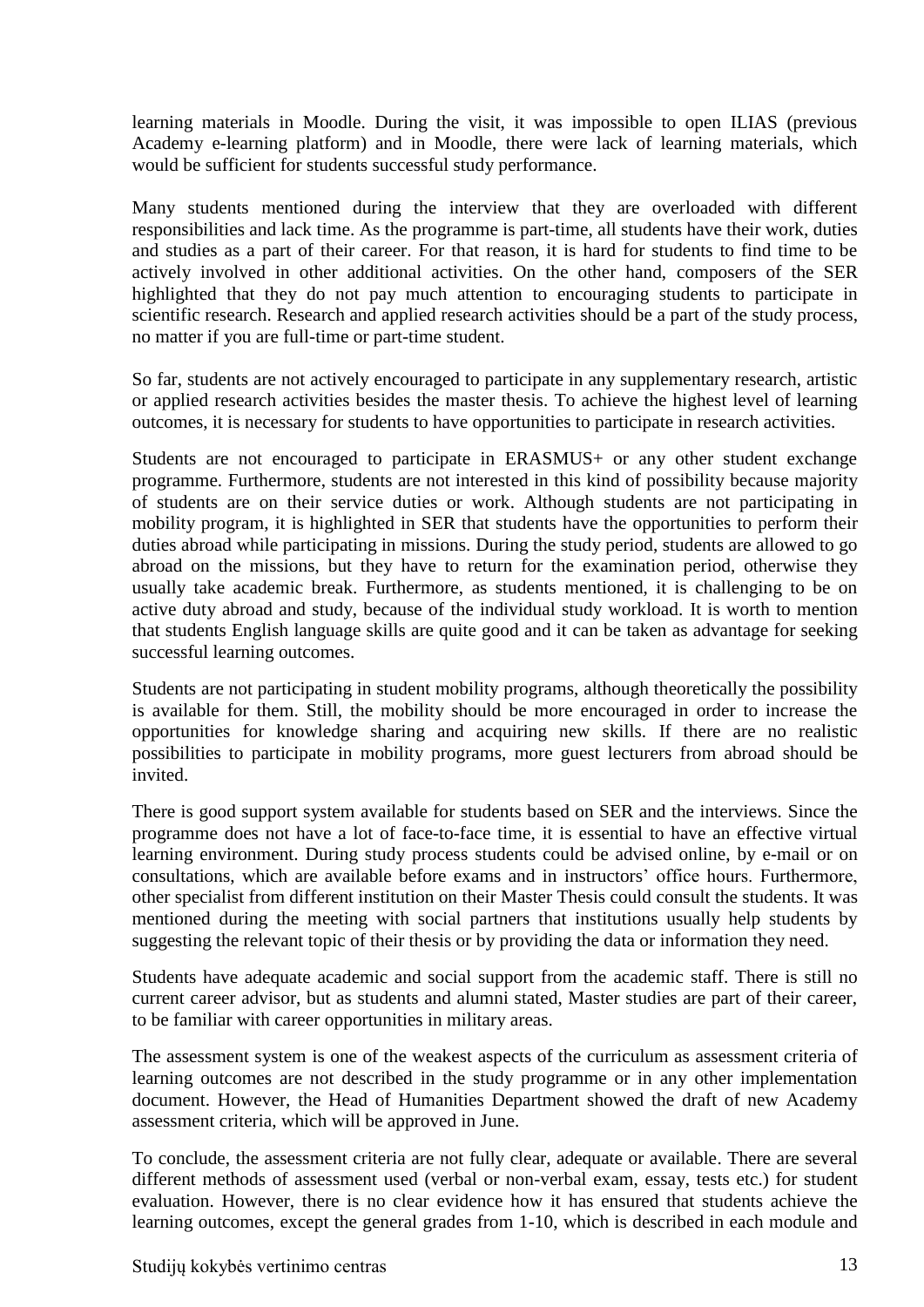learning materials in Moodle. During the visit, it was impossible to open ILIAS (previous Academy e-learning platform) and in Moodle, there were lack of learning materials, which would be sufficient for students successful study performance.

Many students mentioned during the interview that they are overloaded with different responsibilities and lack time. As the programme is part-time, all students have their work, duties and studies as a part of their career. For that reason, it is hard for students to find time to be actively involved in other additional activities. On the other hand, composers of the SER highlighted that they do not pay much attention to encouraging students to participate in scientific research. Research and applied research activities should be a part of the study process, no matter if you are full-time or part-time student.

So far, students are not actively encouraged to participate in any supplementary research, artistic or applied research activities besides the master thesis. To achieve the highest level of learning outcomes, it is necessary for students to have opportunities to participate in research activities.

Students are not encouraged to participate in ERASMUS+ or any other student exchange programme. Furthermore, students are not interested in this kind of possibility because majority of students are on their service duties or work. Although students are not participating in mobility program, it is highlighted in SER that students have the opportunities to perform their duties abroad while participating in missions. During the study period, students are allowed to go abroad on the missions, but they have to return for the examination period, otherwise they usually take academic break. Furthermore, as students mentioned, it is challenging to be on active duty abroad and study, because of the individual study workload. It is worth to mention that students English language skills are quite good and it can be taken as advantage for seeking successful learning outcomes.

Students are not participating in student mobility programs, although theoretically the possibility is available for them. Still, the mobility should be more encouraged in order to increase the opportunities for knowledge sharing and acquiring new skills. If there are no realistic possibilities to participate in mobility programs, more guest lecturers from abroad should be invited.

There is good support system available for students based on SER and the interviews. Since the programme does not have a lot of face-to-face time, it is essential to have an effective virtual learning environment. During study process students could be advised online, by e-mail or on consultations, which are available before exams and in instructors' office hours. Furthermore, other specialist from different institution on their Master Thesis could consult the students. It was mentioned during the meeting with social partners that institutions usually help students by suggesting the relevant topic of their thesis or by providing the data or information they need.

Students have adequate academic and social support from the academic staff. There is still no current career advisor, but as students and alumni stated, Master studies are part of their career, to be familiar with career opportunities in military areas.

The assessment system is one of the weakest aspects of the curriculum as assessment criteria of learning outcomes are not described in the study programme or in any other implementation document. However, the Head of Humanities Department showed the draft of new Academy assessment criteria, which will be approved in June.

To conclude, the assessment criteria are not fully clear, adequate or available. There are several different methods of assessment used (verbal or non-verbal exam, essay, tests etc.) for student evaluation. However, there is no clear evidence how it has ensured that students achieve the learning outcomes, except the general grades from 1-10, which is described in each module and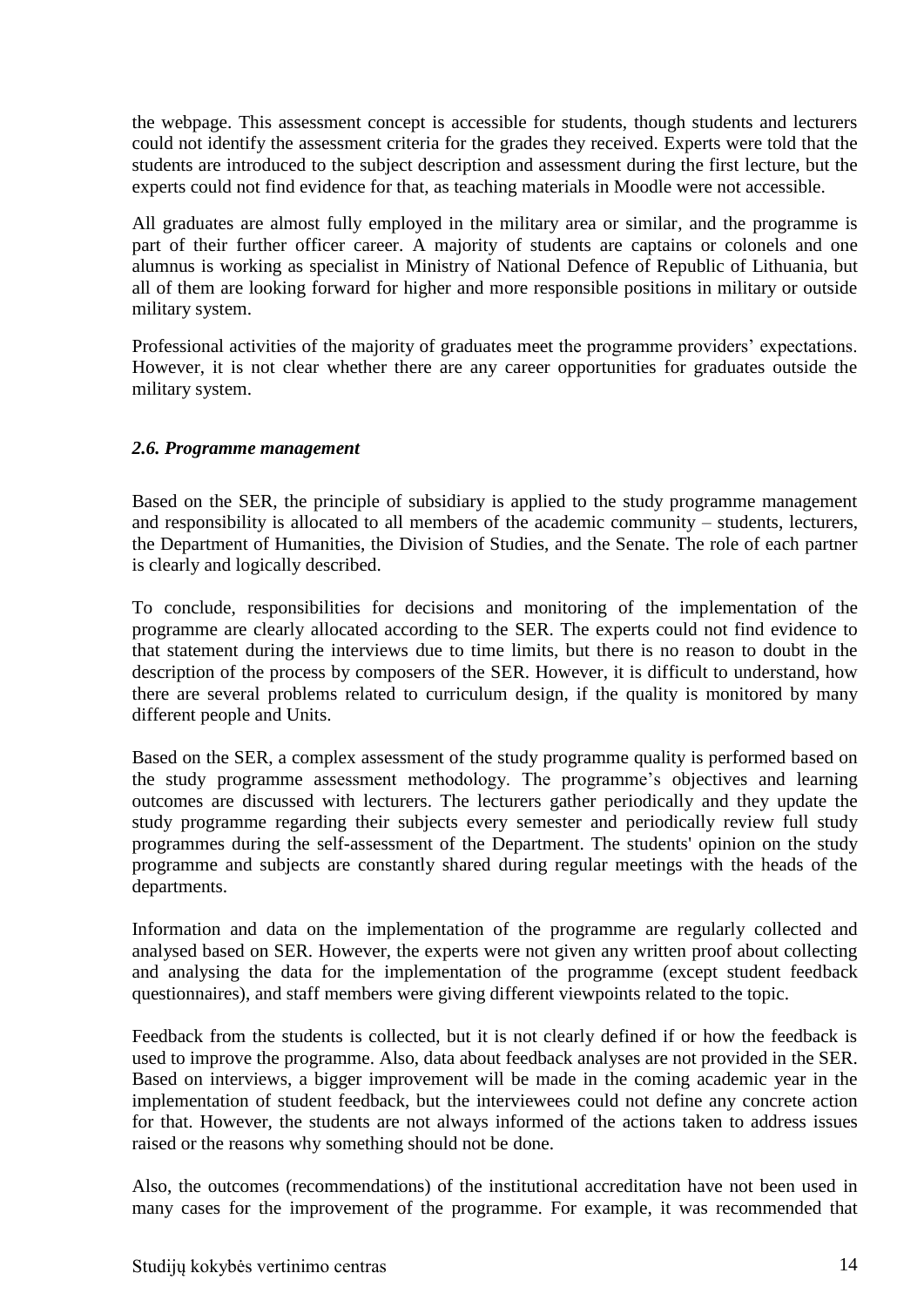the webpage. This assessment concept is accessible for students, though students and lecturers could not identify the assessment criteria for the grades they received. Experts were told that the students are introduced to the subject description and assessment during the first lecture, but the experts could not find evidence for that, as teaching materials in Moodle were not accessible.

All graduates are almost fully employed in the military area or similar, and the programme is part of their further officer career. A majority of students are captains or colonels and one alumnus is working as specialist in Ministry of National Defence of Republic of Lithuania, but all of them are looking forward for higher and more responsible positions in military or outside military system.

Professional activities of the majority of graduates meet the programme providers' expectations. However, it is not clear whether there are any career opportunities for graduates outside the military system.

### *2.6. Programme management*

Based on the SER, the principle of subsidiary is applied to the study programme management and responsibility is allocated to all members of the academic community – students, lecturers, the Department of Humanities, the Division of Studies, and the Senate. The role of each partner is clearly and logically described.

To conclude, responsibilities for decisions and monitoring of the implementation of the programme are clearly allocated according to the SER. The experts could not find evidence to that statement during the interviews due to time limits, but there is no reason to doubt in the description of the process by composers of the SER. However, it is difficult to understand, how there are several problems related to curriculum design, if the quality is monitored by many different people and Units.

Based on the SER, a complex assessment of the study programme quality is performed based on the study programme assessment methodology. The programme's objectives and learning outcomes are discussed with lecturers. The lecturers gather periodically and they update the study programme regarding their subjects every semester and periodically review full study programmes during the self-assessment of the Department. The students' opinion on the study programme and subjects are constantly shared during regular meetings with the heads of the departments.

Information and data on the implementation of the programme are regularly collected and analysed based on SER. However, the experts were not given any written proof about collecting and analysing the data for the implementation of the programme (except student feedback questionnaires), and staff members were giving different viewpoints related to the topic.

Feedback from the students is collected, but it is not clearly defined if or how the feedback is used to improve the programme. Also, data about feedback analyses are not provided in the SER. Based on interviews, a bigger improvement will be made in the coming academic year in the implementation of student feedback, but the interviewees could not define any concrete action for that. However, the students are not always informed of the actions taken to address issues raised or the reasons why something should not be done.

Also, the outcomes (recommendations) of the institutional accreditation have not been used in many cases for the improvement of the programme. For example, it was recommended that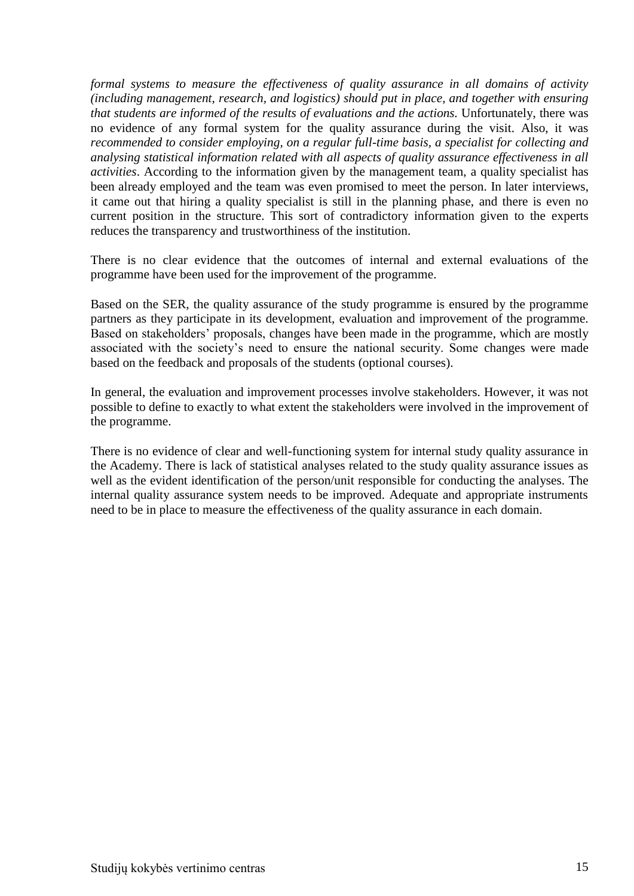*formal systems to measure the effectiveness of quality assurance in all domains of activity (including management, research, and logistics) should put in place, and together with ensuring that students are informed of the results of evaluations and the actions.* Unfortunately, there was no evidence of any formal system for the quality assurance during the visit. Also, it was *recommended to consider employing, on a regular full-time basis, a specialist for collecting and analysing statistical information related with all aspects of quality assurance effectiveness in all activities*. According to the information given by the management team, a quality specialist has been already employed and the team was even promised to meet the person. In later interviews, it came out that hiring a quality specialist is still in the planning phase, and there is even no current position in the structure. This sort of contradictory information given to the experts reduces the transparency and trustworthiness of the institution.

There is no clear evidence that the outcomes of internal and external evaluations of the programme have been used for the improvement of the programme.

Based on the SER, the quality assurance of the study programme is ensured by the programme partners as they participate in its development, evaluation and improvement of the programme. Based on stakeholders' proposals, changes have been made in the programme, which are mostly associated with the society's need to ensure the national security. Some changes were made based on the feedback and proposals of the students (optional courses).

In general, the evaluation and improvement processes involve stakeholders. However, it was not possible to define to exactly to what extent the stakeholders were involved in the improvement of the programme.

There is no evidence of clear and well-functioning system for internal study quality assurance in the Academy. There is lack of statistical analyses related to the study quality assurance issues as well as the evident identification of the person/unit responsible for conducting the analyses. The internal quality assurance system needs to be improved. Adequate and appropriate instruments need to be in place to measure the effectiveness of the quality assurance in each domain.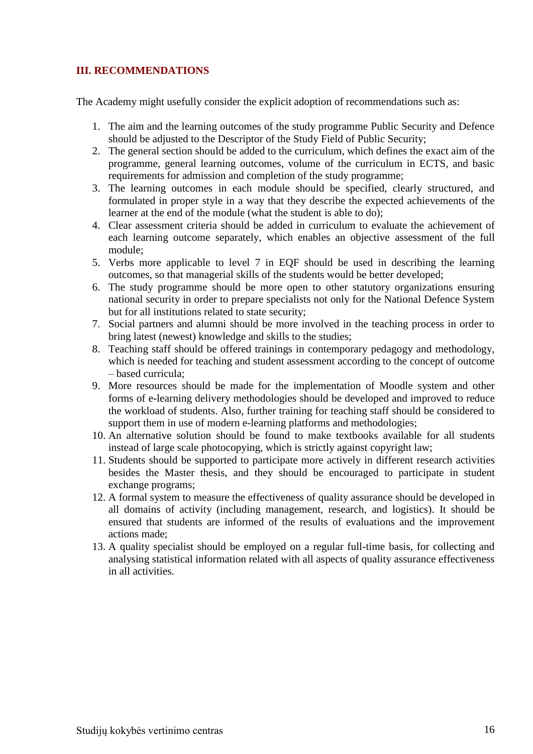## III. RECOMMENDATIONS

The Academy might usefully consider the explicit adoption of recommendations such as:

1. The aim and the learning outcomes of the study programme Public Security and Defence should be adjusted to the Descriptor of the Study Field of Public Security;
2. The general section should be added to the curriculum, which defines the exact aim of the programme, general learning outcomes, volume of the curriculum in ECTS, and basic requirements for admission and completion of the study programme;
3. The learning outcomes in each module should be specified, clearly structured, and formulated in proper style in a way that they describe the expected achievements of the learner at the end of the module (what the student is able to do);
4. Clear assessment criteria should be added in curriculum to evaluate the achievement of each learning outcome separately, which enables an objective assessment of the full module;
5. Verbs more applicable to level 7 in EQF should be used in describing the learning outcomes, so that managerial skills of the students would be better developed;
6. The study programme should be more open to other statutory organizations ensuring national security in order to prepare specialists not only for the National Defence System but for all institutions related to state security;
7. Social partners and alumni should be more involved in the teaching process in order to bring latest (newest) knowledge and skills to the studies;
8. Teaching staff should be offered trainings in contemporary pedagogy and methodology, which is needed for teaching and student assessment according to the concept of outcome – based curricula;
9. More resources should be made for the implementation of Moodle system and other forms of e-learning delivery methodologies should be developed and improved to reduce the workload of students. Also, further training for teaching staff should be considered to support them in use of modern e-learning platforms and methodologies;
10. An alternative solution should be found to make textbooks available for all students instead of large scale photocopying, which is strictly against copyright law;
11. Students should be supported to participate more actively in different research activities besides the Master thesis, and they should be encouraged to participate in student exchange programs;
12. A formal system to measure the effectiveness of quality assurance should be developed in all domains of activity (including management, research, and logistics). It should be ensured that students are informed of the results of evaluations and the improvement actions made;
13. A quality specialist should be employed on a regular full-time basis, for collecting and analysing statistical information related with all aspects of quality assurance effectiveness in all activities.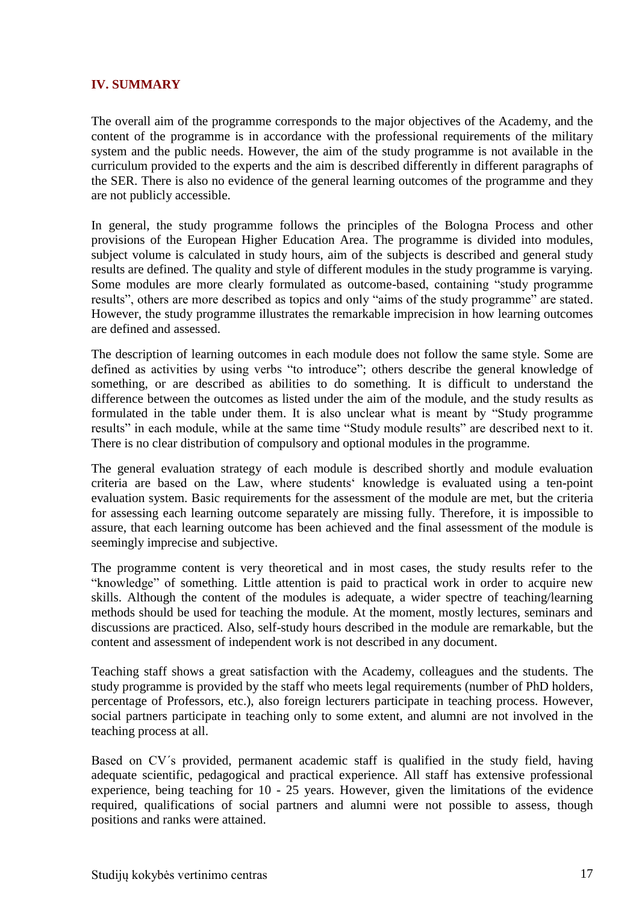## IV. SUMMARY

The overall aim of the programme corresponds to the major objectives of the Academy, and the content of the programme is in accordance with the professional requirements of the military system and the public needs. However, the aim of the study programme is not available in the curriculum provided to the experts and the aim is described differently in different paragraphs of the SER. There is also no evidence of the general learning outcomes of the programme and they are not publicly accessible.

In general, the study programme follows the principles of the Bologna Process and other provisions of the European Higher Education Area. The programme is divided into modules, subject volume is calculated in study hours, aim of the subjects is described and general study results are defined. The quality and style of different modules in the study programme is varying. Some modules are more clearly formulated as outcome-based, containing "study programme results", others are more described as topics and only "aims of the study programme" are stated. However, the study programme illustrates the remarkable imprecision in how learning outcomes are defined and assessed.

The description of learning outcomes in each module does not follow the same style. Some are defined as activities by using verbs "to introduce"; others describe the general knowledge of something, or are described as abilities to do something. It is difficult to understand the difference between the outcomes as listed under the aim of the module, and the study results as formulated in the table under them. It is also unclear what is meant by "Study programme results" in each module, while at the same time "Study module results" are described next to it. There is no clear distribution of compulsory and optional modules in the programme.

The general evaluation strategy of each module is described shortly and module evaluation criteria are based on the Law, where students' knowledge is evaluated using a ten-point evaluation system. Basic requirements for the assessment of the module are met, but the criteria for assessing each learning outcome separately are missing fully. Therefore, it is impossible to assure, that each learning outcome has been achieved and the final assessment of the module is seemingly imprecise and subjective.

The programme content is very theoretical and in most cases, the study results refer to the "knowledge" of something. Little attention is paid to practical work in order to acquire new skills. Although the content of the modules is adequate, a wider spectre of teaching/learning methods should be used for teaching the module. At the moment, mostly lectures, seminars and discussions are practiced. Also, self-study hours described in the module are remarkable, but the content and assessment of independent work is not described in any document.

Teaching staff shows a great satisfaction with the Academy, colleagues and the students. The study programme is provided by the staff who meets legal requirements (number of PhD holders, percentage of Professors, etc.), also foreign lecturers participate in teaching process. However, social partners participate in teaching only to some extent, and alumni are not involved in the teaching process at all.

Based on CV´s provided, permanent academic staff is qualified in the study field, having adequate scientific, pedagogical and practical experience. All staff has extensive professional experience, being teaching for 10 - 25 years. However, given the limitations of the evidence required, qualifications of social partners and alumni were not possible to assess, though positions and ranks were attained.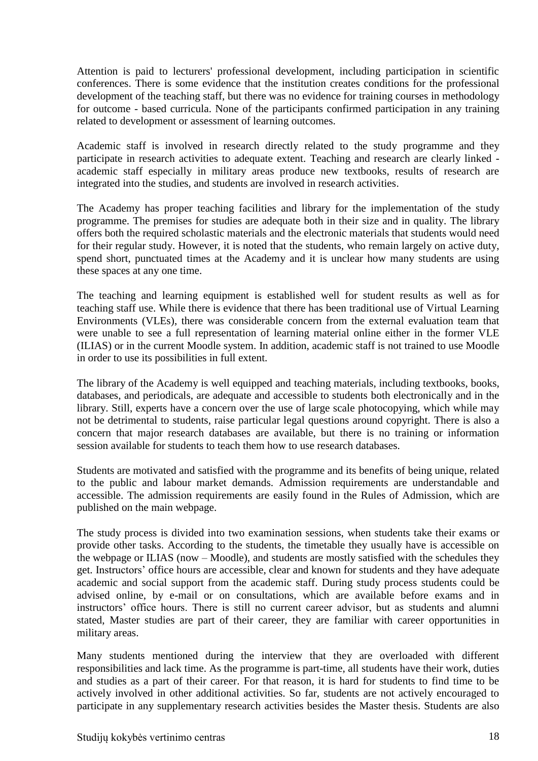Attention is paid to lecturers' professional development, including participation in scientific conferences. There is some evidence that the institution creates conditions for the professional development of the teaching staff, but there was no evidence for training courses in methodology for outcome - based curricula. None of the participants confirmed participation in any training related to development or assessment of learning outcomes.

Academic staff is involved in research directly related to the study programme and they participate in research activities to adequate extent. Teaching and research are clearly linked - academic staff especially in military areas produce new textbooks, results of research are integrated into the studies, and students are involved in research activities.

The Academy has proper teaching facilities and library for the implementation of the study programme. The premises for studies are adequate both in their size and in quality. The library offers both the required scholastic materials and the electronic materials that students would need for their regular study. However, it is noted that the students, who remain largely on active duty, spend short, punctuated times at the Academy and it is unclear how many students are using these spaces at any one time.

The teaching and learning equipment is established well for student results as well as for teaching staff use. While there is evidence that there has been traditional use of Virtual Learning Environments (VLEs), there was considerable concern from the external evaluation team that were unable to see a full representation of learning material online either in the former VLE (ILIAS) or in the current Moodle system. In addition, academic staff is not trained to use Moodle in order to use its possibilities in full extent.

The library of the Academy is well equipped and teaching materials, including textbooks, books, databases, and periodicals, are adequate and accessible to students both electronically and in the library. Still, experts have a concern over the use of large scale photocopying, which while may not be detrimental to students, raise particular legal questions around copyright. There is also a concern that major research databases are available, but there is no training or information session available for students to teach them how to use research databases.

Students are motivated and satisfied with the programme and its benefits of being unique, related to the public and labour market demands. Admission requirements are understandable and accessible. The admission requirements are easily found in the Rules of Admission, which are published on the main webpage.

The study process is divided into two examination sessions, when students take their exams or provide other tasks. According to the students, the timetable they usually have is accessible on the webpage or ILIAS (now – Moodle), and students are mostly satisfied with the schedules they get. Instructors' office hours are accessible, clear and known for students and they have adequate academic and social support from the academic staff. During study process students could be advised online, by e-mail or on consultations, which are available before exams and in instructors' office hours. There is still no current career advisor, but as students and alumni stated, Master studies are part of their career, they are familiar with career opportunities in military areas.

Many students mentioned during the interview that they are overloaded with different responsibilities and lack time. As the programme is part-time, all students have their work, duties and studies as a part of their career. For that reason, it is hard for students to find time to be actively involved in other additional activities. So far, students are not actively encouraged to participate in any supplementary research activities besides the Master thesis. Students are also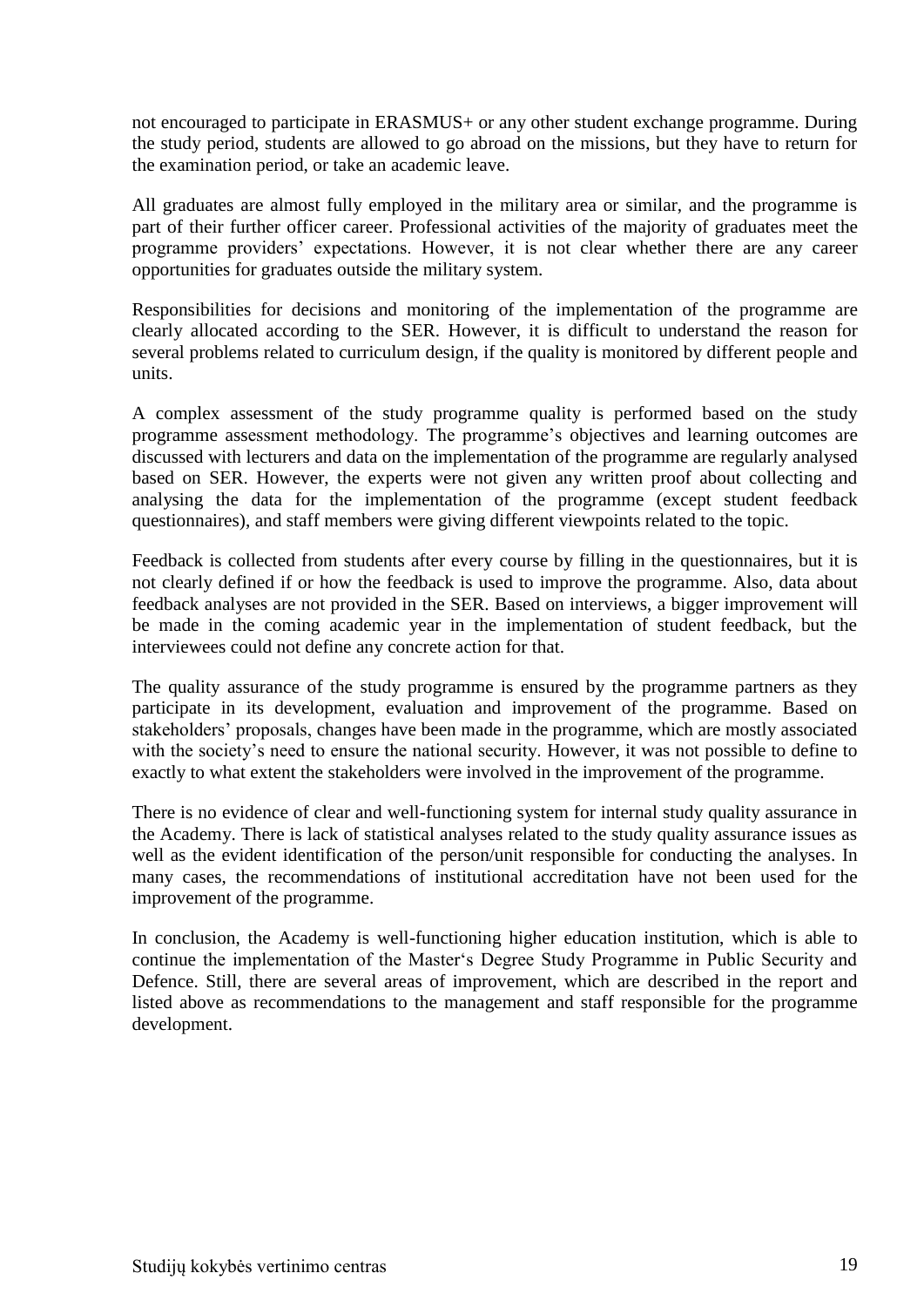not encouraged to participate in ERASMUS+ or any other student exchange programme. During the study period, students are allowed to go abroad on the missions, but they have to return for the examination period, or take an academic leave.

All graduates are almost fully employed in the military area or similar, and the programme is part of their further officer career. Professional activities of the majority of graduates meet the programme providers' expectations. However, it is not clear whether there are any career opportunities for graduates outside the military system.

Responsibilities for decisions and monitoring of the implementation of the programme are clearly allocated according to the SER. However, it is difficult to understand the reason for several problems related to curriculum design, if the quality is monitored by different people and units.

A complex assessment of the study programme quality is performed based on the study programme assessment methodology. The programme's objectives and learning outcomes are discussed with lecturers and data on the implementation of the programme are regularly analysed based on SER. However, the experts were not given any written proof about collecting and analysing the data for the implementation of the programme (except student feedback questionnaires), and staff members were giving different viewpoints related to the topic.

Feedback is collected from students after every course by filling in the questionnaires, but it is not clearly defined if or how the feedback is used to improve the programme. Also, data about feedback analyses are not provided in the SER. Based on interviews, a bigger improvement will be made in the coming academic year in the implementation of student feedback, but the interviewees could not define any concrete action for that.

The quality assurance of the study programme is ensured by the programme partners as they participate in its development, evaluation and improvement of the programme. Based on stakeholders' proposals, changes have been made in the programme, which are mostly associated with the society's need to ensure the national security. However, it was not possible to define to exactly to what extent the stakeholders were involved in the improvement of the programme.

There is no evidence of clear and well-functioning system for internal study quality assurance in the Academy. There is lack of statistical analyses related to the study quality assurance issues as well as the evident identification of the person/unit responsible for conducting the analyses. In many cases, the recommendations of institutional accreditation have not been used for the improvement of the programme.

In conclusion, the Academy is well-functioning higher education institution, which is able to continue the implementation of the Master's Degree Study Programme in Public Security and Defence. Still, there are several areas of improvement, which are described in the report and listed above as recommendations to the management and staff responsible for the programme development.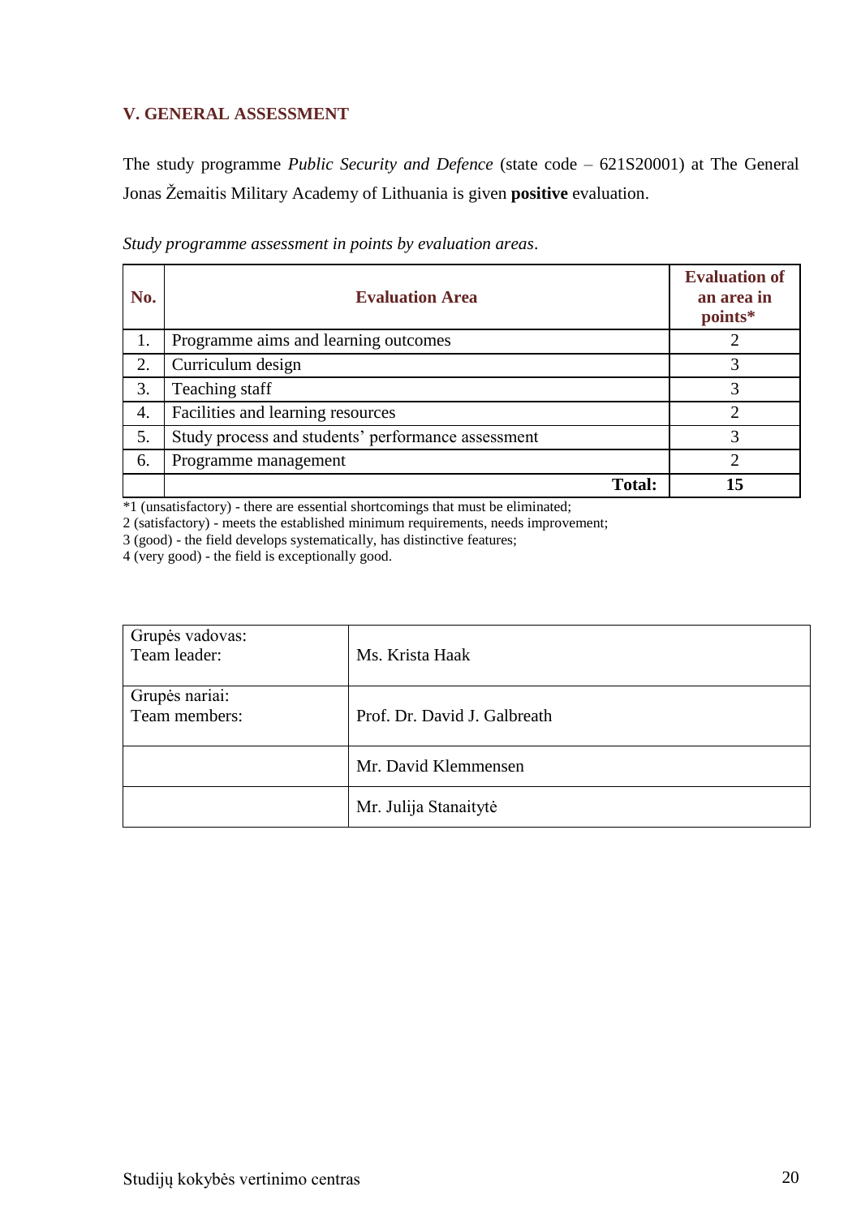## V. GENERAL ASSESSMENT

The study programme *Public Security and Defence* (state code – 621S20001) at The General Jonas Žemaitis Military Academy of Lithuania is given **positive** evaluation.

*Study programme assessment in points by evaluation areas*.

| No. | Evaluation Area | Evaluation of an area in points* |
|---|---|---|
| 1. | Programme aims and learning outcomes | 2 |
| 2. | Curriculum design | 3 |
| 3. | Teaching staff | 3 |
| 4. | Facilities and learning resources | 2 |
| 5. | Study process and students' performance assessment | 3 |
| 6. | Programme management | 2 |
| | **Total:** | **15** |

*1 (unsatisfactory) - there are essential shortcomings that must be eliminated;
2 (satisfactory) - meets the established minimum requirements, needs improvement;
3 (good) - the field develops systematically, has distinctive features;
4 (very good) - the field is exceptionally good.

| Grupės vadovas: Team leader: | Ms. Krista Haak |
|---|---|
| Grupės nariai: Team members: | Prof. Dr. David J. Galbreath |
| | Mr. David Klemmensen |
| | Mr. Julija Stanaitytė |

Studijų kokybės vertinimo centras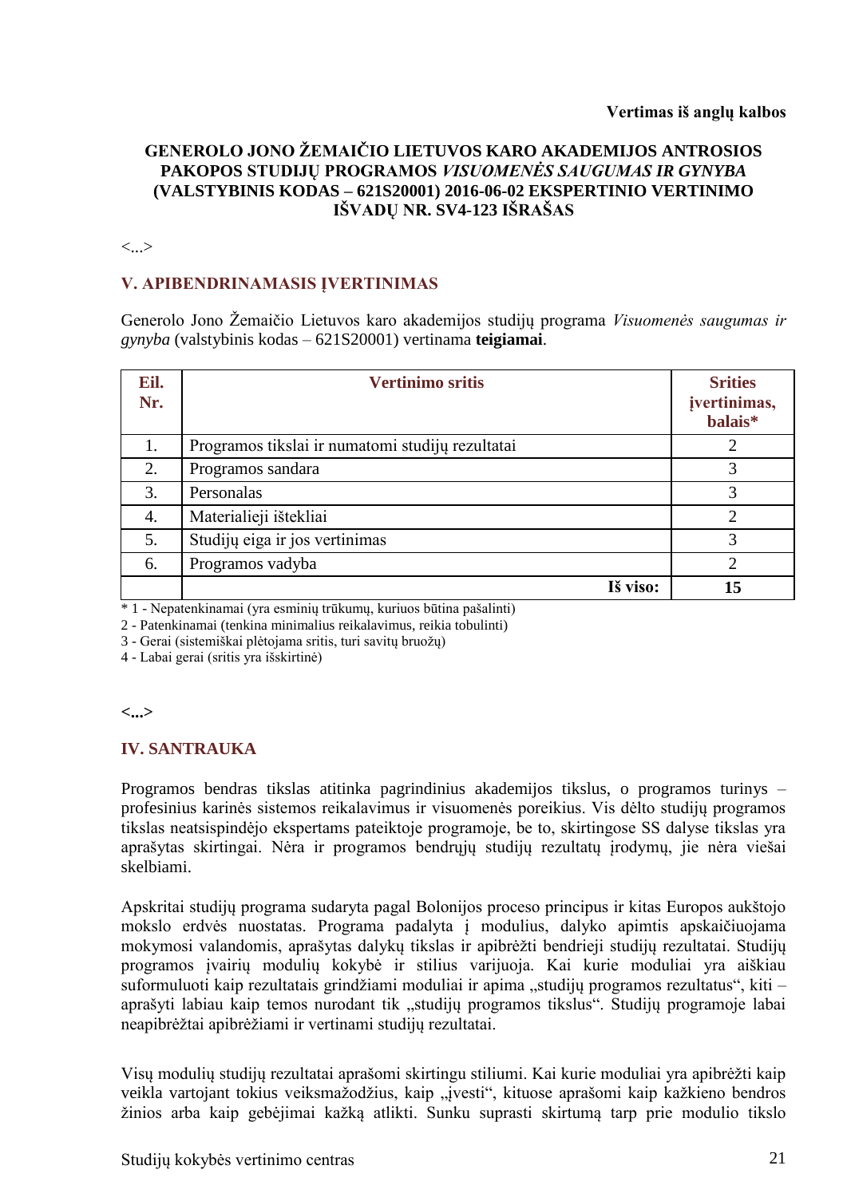**Vertimas iš anglų kalbos**

# GENEROLO JONO ŽEMAIČIO LIETUVOS KARO AKADEMIJOS ANTROSIOS PAKOPOS STUDIJŲ PROGRAMOS *VISUOMENĖS SAUGUMAS IR GYNYBA* (VALSTYBINIS KODAS – 621S20001) 2016-06-02 EKSPERTINIO VERTINIMO IŠVADŲ NR. SV4-123 IŠRAŠAS

<...>

## V. APIBENDRINAMASIS ĮVERTINIMAS

Generolo Jono Žemaičio Lietuvos karo akademijos studijų programa *Visuomenės saugumas ir gynyba* (valstybinis kodas – 621S20001) vertinama **teigiamai**.

| Eil. Nr. | Vertinimo sritis | Srities įvertinimas, balais* |
|---|---|---|
| 1. | Programos tikslai ir numatomi studijų rezultatai | 2 |
| 2. | Programos sandara | 3 |
| 3. | Personalas | 3 |
| 4. | Materialieji ištekliai | 2 |
| 5. | Studijų eiga ir jos vertinimas | 3 |
| 6. | Programos vadyba | 2 |
| | **Iš viso:** | **15** |

\* 1 - Nepatenkinamai (yra esminių trūkumų, kuriuos būtina pašalinti)
2 - Patenkinamai (tenkina minimalius reikalavimus, reikia tobulinti)
3 - Gerai (sistemiškai plėtojama sritis, turi savitų bruožų)
4 - Labai gerai (sritis yra išskirtinė)

**<...>**

## IV. SANTRAUKA

Programos bendras tikslas atitinka pagrindinius akademijos tikslus, o programos turinys – profesinius karinės sistemos reikalavimus ir visuomenės poreikius. Vis dėlto studijų programos tikslas neatsispindėjo ekspertams pateiktoje programoje, be to, skirtingose SS dalyse tikslas yra aprašytas skirtingai. Nėra ir programos bendrųjų studijų rezultatų įrodymų, jie nėra viešai skelbiami.

Apskritai studijų programa sudaryta pagal Bolonijos proceso principus ir kitas Europos aukštojo mokslo erdvės nuostatas. Programa padalyta į modulius, dalyko apimtis apskaičiuojama mokymosi valandomis, aprašytas dalykų tikslas ir apibrėžti bendrieji studijų rezultatai. Studijų programos įvairių modulių kokybė ir stilius varijuoja. Kai kurie moduliai yra aiškiau suformuluoti kaip rezultatais grindžiami moduliai ir apima „studijų programos rezultatus", kiti – aprašyti labiau kaip temos nurodant tik „studijų programos tikslus". Studijų programoje labai neapibrėžtai apibrėžiami ir vertinami studijų rezultatai.

Visų modulių studijų rezultatai aprašomi skirtingu stiliumi. Kai kurie moduliai yra apibrėžti kaip veikla vartojant tokius veiksmažodžius, kaip „įvesti", kituose aprašomi kaip kažkieno bendros žinios arba kaip gebėjimai kažką atlikti. Sunku suprasti skirtumą tarp prie modulio tikslo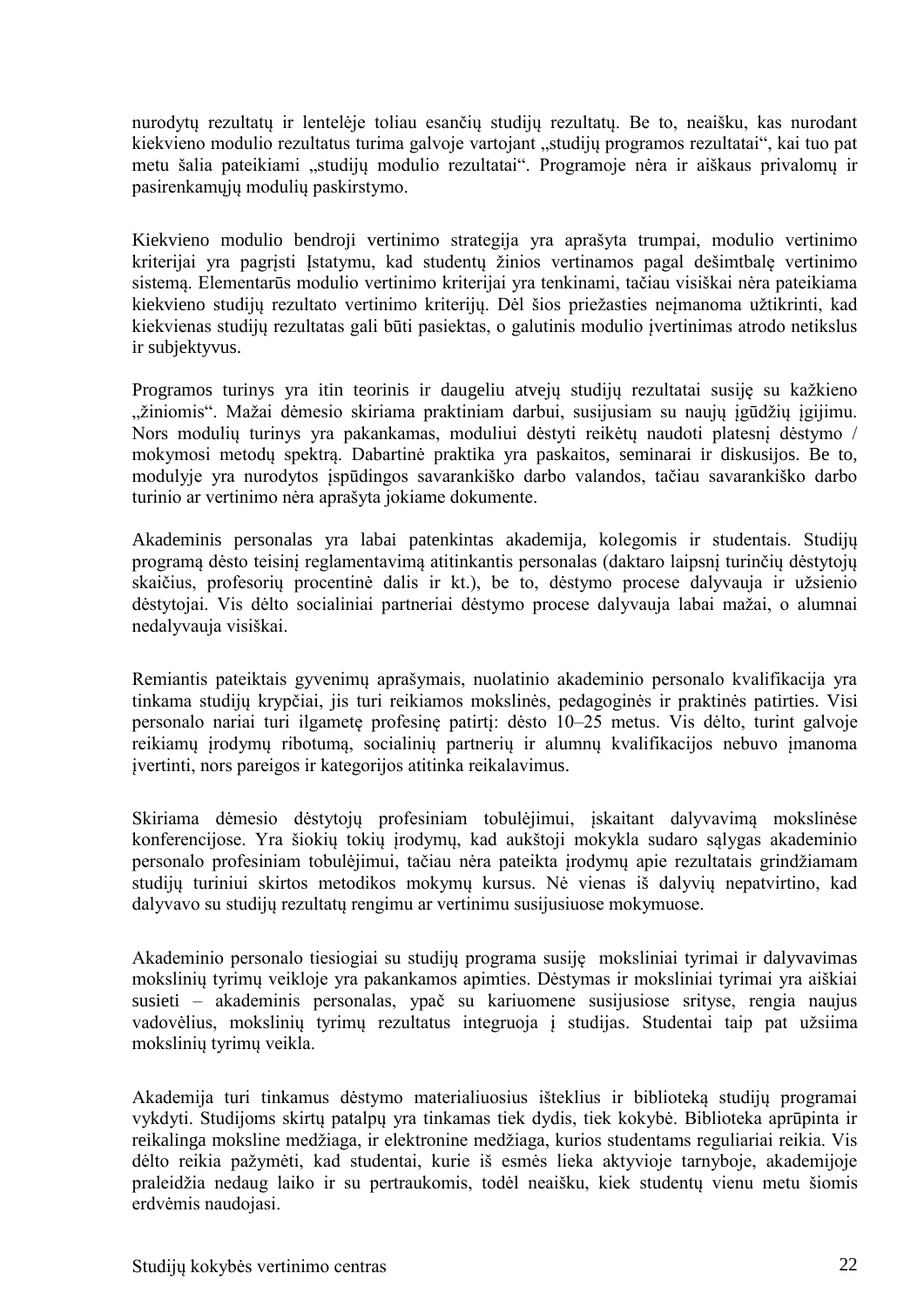nurodytų rezultatų ir lentelėje toliau esančių studijų rezultatų. Be to, neaišku, kas nurodant kiekvieno modulio rezultatus turima galvoje vartojant „studijų programos rezultatai“, kai tuo pat metu šalia pateikiami „studijų modulio rezultatai“. Programoje nėra ir aiškaus privalomų ir pasirenkamųjų modulių paskirstymo.

Kiekvieno modulio bendroji vertinimo strategija yra aprašyta trumpai, modulio vertinimo kriterijai yra pagrįsti Įstatymu, kad studentų žinios vertinamos pagal dešimtbalę vertinimo sistemą. Elementarūs modulio vertinimo kriterijai yra tenkinami, tačiau visiškai nėra pateikiama kiekvieno studijų rezultato vertinimo kriterijų. Dėl šios priežasties neįmanoma užtikrinti, kad kiekvienas studijų rezultatas gali būti pasiektas, o galutinis modulio įvertinimas atrodo netikslus ir subjektyvus.

Programos turinys yra itin teorinis ir daugeliu atvejų studijų rezultatai susiję su kažkieno „žiniomis“. Mažai dėmesio skiriama praktiniam darbui, susijusiam su naujų įgūdžių įgijimu. Nors modulių turinys yra pakankamas, moduliui dėstyti reikėtų naudoti platesnį dėstymo / mokymosi metodų spektrą. Dabartinė praktika yra paskaitos, seminarai ir diskusijos. Be to, modulyje yra nurodytos įspūdingos savarankiško darbo valandos, tačiau savarankiško darbo turinio ar vertinimo nėra aprašyta jokiame dokumente.

Akademinis personalas yra labai patenkintas akademija, kolegomis ir studentais. Studijų programą dėsto teisinį reglamentavimą atitinkantis personalas (daktaro laipsnį turinčių dėstytojų skaičius, profesorių procentinė dalis ir kt.), be to, dėstymo procese dalyvauja ir užsienio dėstytojai. Vis dėlto socialiniai partneriai dėstymo procese dalyvauja labai mažai, o alumnai nedalyvauja visiškai.

Remiantis pateiktais gyvenimų aprašymais, nuolatinio akademinio personalo kvalifikacija yra tinkama studijų krypčiai, jis turi reikiamos mokslinės, pedagoginės ir praktinės patirties. Visi personalo nariai turi ilgametę profesinę patirtį: dėsto 10–25 metus. Vis dėlto, turint galvoje reikiamų įrodymų ribotumą, socialinių partnerių ir alumnų kvalifikacijos nebuvo įmanoma įvertinti, nors pareigos ir kategorijos atitinka reikalavimus.

Skiriama dėmesio dėstytojų profesiniam tobulėjimui, įskaitant dalyvavimą mokslinėse konferencijose. Yra šiokių tokių įrodymų, kad aukštoji mokykla sudaro sąlygas akademinio personalo profesiniam tobulėjimui, tačiau nėra pateikta įrodymų apie rezultatais grindžiamam studijų turiniui skirtos metodikos mokymų kursus. Nė vienas iš dalyvių nepatvirtino, kad dalyvavo su studijų rezultatų rengimu ar vertinimu susijusiuose mokymuose.

Akademinio personalo tiesiogiai su studijų programa susiję moksliniai tyrimai ir dalyvavimas mokslinių tyrimų veikloje yra pakankamos apimties. Dėstymas ir moksliniai tyrimai yra aiškiai susieti – akademinis personalas, ypač su kariuomene susijusiose srityse, rengia naujus vadovėlius, mokslinių tyrimų rezultatus integruoja į studijas. Studentai taip pat užsiima mokslinių tyrimų veikla.

Akademija turi tinkamus dėstymo materialiuosius išteklius ir biblioteką studijų programai vykdyti. Studijoms skirtų patalpų yra tinkamas tiek dydis, tiek kokybė. Biblioteka aprūpinta ir reikalinga moksline medžiaga, ir elektronine medžiaga, kurios studentams reguliariai reikia. Vis dėlto reikia pažymėti, kad studentai, kurie iš esmės lieka aktyvioje tarnyboje, akademijoje praleidžia nedaug laiko ir su pertraukomis, todėl neaišku, kiek studentų vienu metu šiomis erdvėmis naudojasi.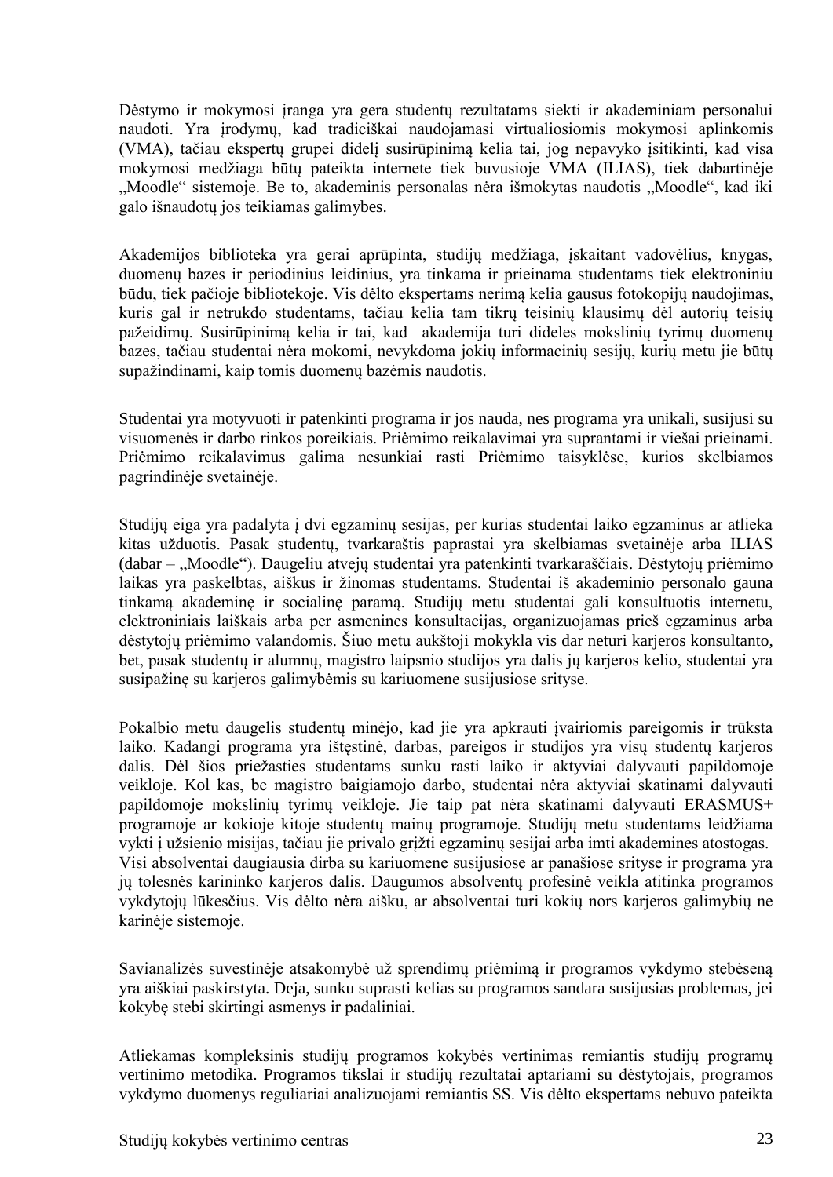Dėstymo ir mokymosi įranga yra gera studentų rezultatams siekti ir akademiniam personalui naudoti. Yra įrodymų, kad tradiciškai naudojamasi virtualiosiomis mokymosi aplinkomis (VMA), tačiau ekspertų grupei didelį susirūpinimą kelia tai, jog nepavyko įsitikinti, kad visa mokymosi medžiaga būtų pateikta internete tiek buvusioje VMA (ILIAS), tiek dabartinėje „Moodle" sistemoje. Be to, akademinis personalas nėra išmokytas naudotis „Moodle", kad iki galo išnaudotų jos teikiamas galimybes.

Akademijos biblioteka yra gerai aprūpinta, studijų medžiaga, įskaitant vadovėlius, knygas, duomenų bazes ir periodinius leidinius, yra tinkama ir prieinama studentams tiek elektroniniu būdu, tiek pačioje bibliotekoje. Vis dėlto ekspertams nerimą kelia gausus fotokopijų naudojimas, kuris gal ir netrukdo studentams, tačiau kelia tam tikrų teisinių klausimų dėl autorių teisių pažeidimų. Susirūpinimą kelia ir tai, kad akademija turi dideles mokslinių tyrimų duomenų bazes, tačiau studentai nėra mokomi, nevykdoma jokių informacinių sesijų, kurių metu jie būtų supažindinami, kaip tomis duomenų bazėmis naudotis.

Studentai yra motyvuoti ir patenkinti programa ir jos nauda, nes programa yra unikali, susijusi su visuomenės ir darbo rinkos poreikiais. Priėmimo reikalavimai yra suprantami ir viešai prieinami. Priėmimo reikalavimus galima nesunkiai rasti Priėmimo taisyklėse, kurios skelbiamos pagrindinėje svetainėje.

Studijų eiga yra padalyta į dvi egzaminų sesijas, per kurias studentai laiko egzaminus ar atlieka kitas užduotis. Pasak studentų, tvarkaraštis paprastai yra skelbiamas svetainėje arba ILIAS (dabar – „Moodle"). Daugeliu atvejų studentai yra patenkinti tvarkaraščiais. Dėstytojų priėmimo laikas yra paskelbtas, aiškus ir žinomas studentams. Studentai iš akademinio personalo gauna tinkamą akademinę ir socialinę paramą. Studijų metu studentai gali konsultuotis internetu, elektroniniais laiškais arba per asmenines konsultacijas, organizuojamas prieš egzaminus arba dėstytojų priėmimo valandomis. Šiuo metu aukštoji mokykla vis dar neturi karjeros konsultanto, bet, pasak studentų ir alumnų, magistro laipsnio studijos yra dalis jų karjeros kelio, studentai yra susipažinę su karjeros galimybėmis su kariuomene susijusiose srityse.

Pokalbio metu daugelis studentų minėjo, kad jie yra apkrauti įvairiomis pareigomis ir trūksta laiko. Kadangi programa yra ištęstinė, darbas, pareigos ir studijos yra visų studentų karjeros dalis. Dėl šios priežasties studentams sunku rasti laiko ir aktyviai dalyvauti papildomoje veikloje. Kol kas, be magistro baigiamojo darbo, studentai nėra aktyviai skatinami dalyvauti papildomoje mokslinių tyrimų veikloje. Jie taip pat nėra skatinami dalyvauti ERASMUS+ programoje ar kokioje kitoje studentų mainų programoje. Studijų metu studentams leidžiama vykti į užsienio misijas, tačiau jie privalo grįžti egzaminų sesijai arba imti akademines atostogas. Visi absolventai daugiausia dirba su kariuomene susijusiose ar panašiose srityse ir programa yra jų tolesnės karininko karjeros dalis. Daugumos absolventų profesinė veikla atitinka programos vykdytojų lūkesčius. Vis dėlto nėra aišku, ar absolventai turi kokių nors karjeros galimybių ne karinėje sistemoje.

Savianalizės suvestinėje atsakomybė už sprendimų priėmimą ir programos vykdymo stebėseną yra aiškiai paskirstyta. Deja, sunku suprasti kelias su programos sandara susijusias problemas, jei kokybę stebi skirtingi asmenys ir padaliniai.

Atliekamas kompleksinis studijų programos kokybės vertinimas remiantis studijų programų vertinimo metodika. Programos tikslai ir studijų rezultatai aptariami su dėstytojais, programos vykdymo duomenys reguliariai analizuojami remiantis SS. Vis dėlto ekspertams nebuvo pateikta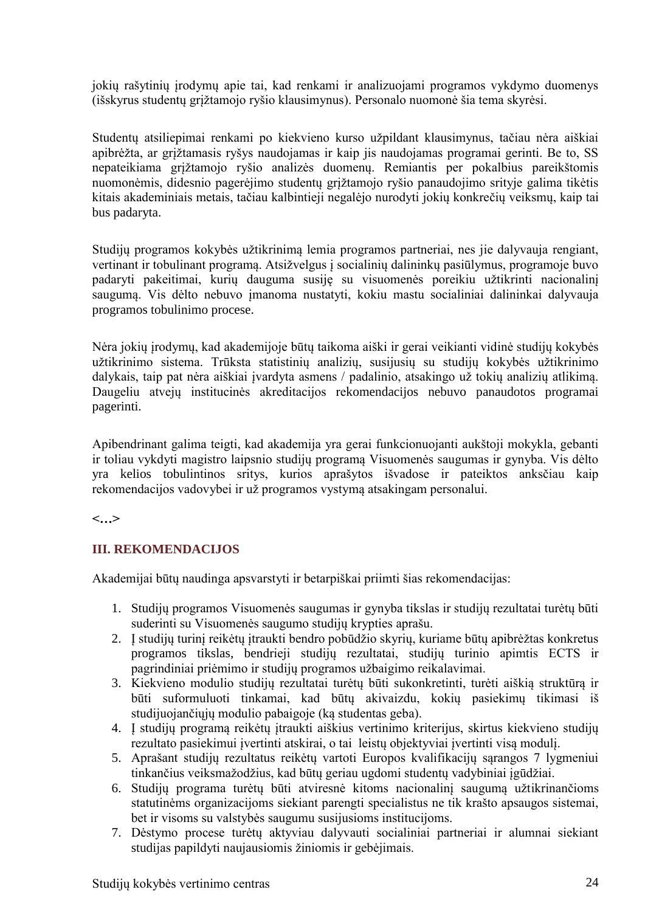jokių rašytinių įrodymų apie tai, kad renkami ir analizuojami programos vykdymo duomenys (išskyrus studentų grįžtamojo ryšio klausimynus). Personalo nuomonė šia tema skyrėsi.

Studentų atsiliepimai renkami po kiekvieno kurso užpildant klausimynus, tačiau nėra aiškiai apibrėžta, ar grįžtamasis ryšys naudojamas ir kaip jis naudojamas programai gerinti. Be to, SS nepateikiama grįžtamojo ryšio analizės duomenų. Remiantis per pokalbius pareikštomis nuomonėmis, didesnio pagerėjimo studentų grįžtamojo ryšio panaudojimo srityje galima tikėtis kitais akademiniais metais, tačiau kalbintieji negalėjo nurodyti jokių konkrečių veiksmų, kaip tai bus padaryta.

Studijų programos kokybės užtikrinimą lemia programos partneriai, nes jie dalyvauja rengiant, vertinant ir tobulinant programą. Atsižvelgus į socialinių dalininkų pasiūlymus, programoje buvo padaryti pakeitimai, kurių dauguma susiję su visuomenės poreikiu užtikrinti nacionalinį saugumą. Vis dėlto nebuvo įmanoma nustatyti, kokiu mastu socialiniai dalininkai dalyvauja programos tobulinimo procese.

Nėra jokių įrodymų, kad akademijoje būtų taikoma aiški ir gerai veikianti vidinė studijų kokybės užtikrinimo sistema. Trūksta statistinių analizių, susijusių su studijų kokybės užtikrinimo dalykais, taip pat nėra aiškiai įvardyta asmens / padalinio, atsakingo už tokių analizių atlikimą. Daugeliu atvejų institucinės akreditacijos rekomendacijos nebuvo panaudotos programai pagerinti.

Apibendrinant galima teigti, kad akademija yra gerai funkcionuojanti aukštoji mokykla, gebanti ir toliau vykdyti magistro laipsnio studijų programą Visuomenės saugumas ir gynyba. Vis dėlto yra kelios tobulintinos sritys, kurios aprašytos išvadose ir pateiktos anksčiau kaip rekomendacijos vadovybei ir už programos vystymą atsakingam personalui.

**<...>**

## III. REKOMENDACIJOS

Akademijai būtų naudinga apsvarstyti ir betarpiškai priimti šias rekomendacijas:

1. Studijų programos Visuomenės saugumas ir gynyba tikslas ir studijų rezultatai turėtų būti suderinti su Visuomenės saugumo studijų krypties aprašu.
2. Į studijų turinį reikėtų įtraukti bendro pobūdžio skyrių, kuriame būtų apibrėžtas konkretus programos tikslas, bendrieji studijų rezultatai, studijų turinio apimtis ECTS ir pagrindiniai priėmimo ir studijų programos užbaigimo reikalavimai.
3. Kiekvieno modulio studijų rezultatai turėtų būti sukonkretinti, turėti aiškią struktūrą ir būti suformuluoti tinkamai, kad būtų akivaizdu, kokių pasiekimų tikimasi iš studijuojančiųjų modulio pabaigoje (ką studentas geba).
4. Į studijų programą reikėtų įtraukti aiškius vertinimo kriterijus, skirtus kiekvieno studijų rezultato pasiekimui įvertinti atskirai, o tai leistų objektyviai įvertinti visą modulį.
5. Aprašant studijų rezultatus reikėtų vartoti Europos kvalifikacijų sąrangos 7 lygmeniui tinkančius veiksmažodžius, kad būtų geriau ugdomi studentų vadybiniai įgūdžiai.
6. Studijų programa turėtų būti atviresnė kitoms nacionalinį saugumą užtikrinančioms statutinėms organizacijoms siekiant parengti specialistus ne tik krašto apsaugos sistemai, bet ir visoms su valstybės saugumu susijusioms institucijoms.
7. Dėstymo procese turėtų aktyviau dalyvauti socialiniai partneriai ir alumnai siekiant studijas papildyti naujausiomis žiniomis ir gebėjimais.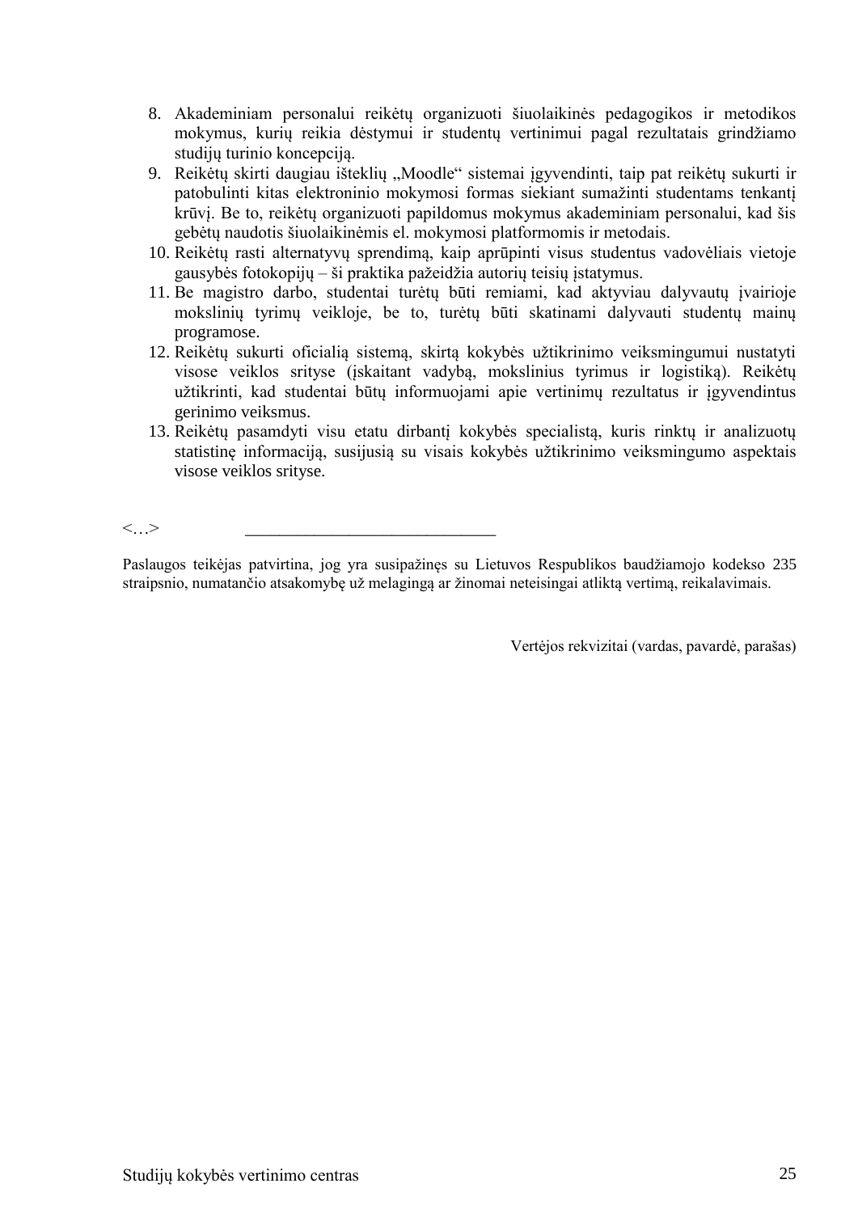8. Akademiniam personalui reikėtų organizuoti šiuolaikinės pedagogikos ir metodikos mokymus, kurių reikia dėstymui ir studentų vertinimui pagal rezultatais grindžiamo studijų turinio koncepciją.
9. Reikėtų skirti daugiau išteklių „Moodle“ sistemai įgyvendinti, taip pat reikėtų sukurti ir patobulinti kitas elektroninio mokymosi formas siekiant sumažinti studentams tenkantį krūvį. Be to, reikėtų organizuoti papildomus mokymus akademiniam personalui, kad šis gebėtų naudotis šiuolaikinėmis el. mokymosi platformomis ir metodais.
10. Reikėtų rasti alternatyvų sprendimą, kaip aprūpinti visus studentus vadovėliais vietoje gausybės fotokopijų – ši praktika pažeidžia autorių teisių įstatymus.
11. Be magistro darbo, studentai turėtų būti remiami, kad aktyviau dalyvautų įvairioje mokslinių tyrimų veikloje, be to, turėtų būti skatinami dalyvauti studentų mainų programose.
12. Reikėtų sukurti oficialią sistemą, skirtą kokybės užtikrinimo veiksmingumui nustatyti visose veiklos srityse (įskaitant vadybą, mokslinius tyrimus ir logistiką). Reikėtų užtikrinti, kad studentai būtų informuojami apie vertinimų rezultatus ir įgyvendintus gerinimo veiksmus.
13. Reikėtų pasamdyti visu etatu dirbantį kokybės specialistą, kuris rinktų ir analizuotų statistinę informaciją, susijusią su visais kokybės užtikrinimo veiksmingumo aspektais visose veiklos srityse.

<…> ______________________________

Paslaugos teikėjas patvirtina, jog yra susipažinęs su Lietuvos Respublikos baudžiamojo kodekso 235 straipsnio, numatančio atsakomybę už melagingą ar žinomai neteisingai atliktą vertimą, reikalavimais.

Vertėjos rekvizitai (vardas, pavardė, parašas)